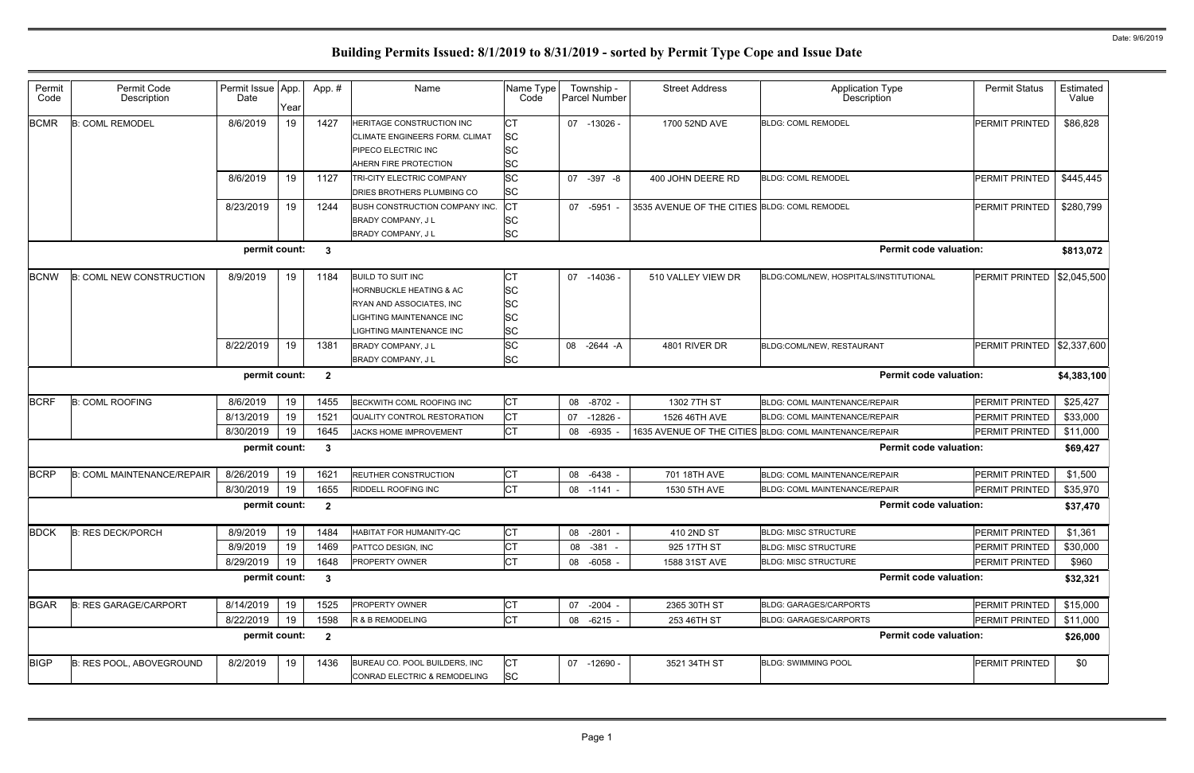# Building Permits Issued: 8/1/2019 to 8/31/2019 - sorted by Permit Type Cope and Issue Date

Date: 9/6/2019

| Permit Code | Permit Code Description | Permit Issue Date | App. Year | App. # | Name | Name Type Code | Township - Parcel Number | Street Address | Application Type Description | Permit Status | Estimated Value |
|---|---|---|---|---|---|---|---|---|---|---|---|
| BCMR | B: COML REMODEL | 8/6/2019 | 19 | 1427 | HERITAGE CONSTRUCTION INC | CT | 07 -13026 - | 1700 52ND AVE | BLDG: COML REMODEL | PERMIT PRINTED | $86,828 |
| | | | | | CLIMATE ENGINEERS FORM. CLIMAT | SC | | | | | |
| | | | | | PIPECO ELECTRIC INC | SC | | | | | |
| | | | | | AHERN FIRE PROTECTION | SC | | | | | |
| | | 8/6/2019 | 19 | 1127 | TRI-CITY ELECTRIC COMPANY | SC | 07 -397 -8 | 400 JOHN DEERE RD | BLDG: COML REMODEL | PERMIT PRINTED | $445,445 |
| | | | | | DRIES BROTHERS PLUMBING CO | SC | | | | | |
| | | 8/23/2019 | 19 | 1244 | BUSH CONSTRUCTION COMPANY INC. | CT | 07 -5951 - | 3535 AVENUE OF THE CITIES | BLDG: COML REMODEL | PERMIT PRINTED | $280,799 |
| | | | | | BRADY COMPANY, J L | SC | | | | | |
| | | | | | BRADY COMPANY, J L | SC | | | | | |
| | | permit count: | | 3 | | | | | Permit code valuation: | | $813,072 |
| BCNW | B: COML NEW CONSTRUCTION | 8/9/2019 | 19 | 1184 | BUILD TO SUIT INC | CT | 07 -14036 - | 510 VALLEY VIEW DR | BLDG:COML/NEW, HOSPITALS/INSTITUTIONAL | PERMIT PRINTED | $2,045,500 |
| | | | | | HORNBUCKLE HEATING & AC | SC | | | | | |
| | | | | | RYAN AND ASSOCIATES, INC | SC | | | | | |
| | | | | | LIGHTING MAINTENANCE INC | SC | | | | | |
| | | | | | LIGHTING MAINTENANCE INC | SC | | | | | |
| | | 8/22/2019 | 19 | 1381 | BRADY COMPANY, J L | SC | 08 -2644 -A | 4801 RIVER DR | BLDG:COML/NEW, RESTAURANT | PERMIT PRINTED | $2,337,600 |
| | | | | | BRADY COMPANY, J L | SC | | | | | |
| | | permit count: | | 2 | | | | | Permit code valuation: | | $4,383,100 |
| BCRF | B: COML ROOFING | 8/6/2019 | 19 | 1455 | BECKWITH COML ROOFING INC | CT | 08 -8702 - | 1302 7TH ST | BLDG: COML MAINTENANCE/REPAIR | PERMIT PRINTED | $25,427 |
| | | 8/13/2019 | 19 | 1521 | QUALITY CONTROL RESTORATION | CT | 07 -12826 - | 1526 46TH AVE | BLDG: COML MAINTENANCE/REPAIR | PERMIT PRINTED | $33,000 |
| | | 8/30/2019 | 19 | 1645 | JACKS HOME IMPROVEMENT | CT | 08 -6935 - | 1635 AVENUE OF THE CITIES | BLDG: COML MAINTENANCE/REPAIR | PERMIT PRINTED | $11,000 |
| | | permit count: | | 3 | | | | | Permit code valuation: | | $69,427 |
| BCRP | B: COML MAINTENANCE/REPAIR | 8/26/2019 | 19 | 1621 | REUTHER CONSTRUCTION | CT | 08 -6438 - | 701 18TH AVE | BLDG: COML MAINTENANCE/REPAIR | PERMIT PRINTED | $1,500 |
| | | 8/30/2019 | 19 | 1655 | RIDDELL ROOFING INC | CT | 08 -1141 - | 1530 5TH AVE | BLDG: COML MAINTENANCE/REPAIR | PERMIT PRINTED | $35,970 |
| | | permit count: | | 2 | | | | | Permit code valuation: | | $37,470 |
| BDCK | B: RES DECK/PORCH | 8/9/2019 | 19 | 1484 | HABITAT FOR HUMANITY-QC | CT | 08 -2801 - | 410 2ND ST | BLDG: MISC STRUCTURE | PERMIT PRINTED | $1,361 |
| | | 8/9/2019 | 19 | 1469 | PATTCO DESIGN, INC | CT | 08 -381 - | 925 17TH ST | BLDG: MISC STRUCTURE | PERMIT PRINTED | $30,000 |
| | | 8/29/2019 | 19 | 1648 | PROPERTY OWNER | CT | 08 -6058 - | 1588 31ST AVE | BLDG: MISC STRUCTURE | PERMIT PRINTED | $960 |
| | | permit count: | | 3 | | | | | Permit code valuation: | | $32,321 |
| BGAR | B: RES GARAGE/CARPORT | 8/14/2019 | 19 | 1525 | PROPERTY OWNER | CT | 07 -2004 - | 2365 30TH ST | BLDG: GARAGES/CARPORTS | PERMIT PRINTED | $15,000 |
| | | 8/22/2019 | 19 | 1598 | R & B REMODELING | CT | 08 -6215 - | 253 46TH ST | BLDG: GARAGES/CARPORTS | PERMIT PRINTED | $11,000 |
| | | permit count: | | 2 | | | | | Permit code valuation: | | $26,000 |
| BIGP | B: RES POOL, ABOVEGROUND | 8/2/2019 | 19 | 1436 | BUREAU CO. POOL BUILDERS, INC | CT | 07 -12690 - | 3521 34TH ST | BLDG: SWIMMING POOL | PERMIT PRINTED | $0 |
| | | | | | CONRAD ELECTRIC & REMODELING | SC | | | | | |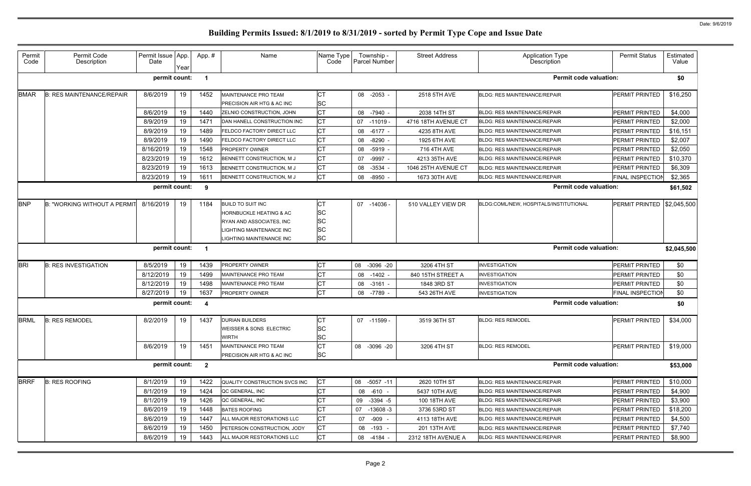# Building Permits Issued: 8/1/2019 to 8/31/2019 - sorted by Permit Type Cope and Issue Date

Date: 9/6/2019

| Permit Code | Permit Code Description | Permit Issue Date | App. Year | App. # | Name | Name Type Code | Township - Parcel Number | Street Address | Application Type Description | Permit Status | Estimated Value |
|---|---|---|---|---|---|---|---|---|---|---|---|
| | | permit count: | | 1 | | | | | Permit code valuation: | | $0 |
| BMAR | B: RES MAINTENANCE/REPAIR | 8/6/2019 | 19 | 1452 | MAINTENANCE PRO TEAM<br>PRECISION AIR HTG & AC INC | CT<br>SC | 08 -2053 - | 2518 5TH AVE | BLDG: RES MAINTENANCE/REPAIR | PERMIT PRINTED | $16,250 |
| | | 8/6/2019 | 19 | 1440 | ZELNIO CONSTRUCTION, JOHN | CT | 08 -7940 - | 2038 14TH ST | BLDG: RES MAINTENANCE/REPAIR | PERMIT PRINTED | $4,000 |
| | | 8/9/2019 | 19 | 1471 | DAN HANELL CONSTRUCTION INC | CT | 07 -11019 - | 4716 18TH AVENUE CT | BLDG: RES MAINTENANCE/REPAIR | PERMIT PRINTED | $2,000 |
| | | 8/9/2019 | 19 | 1489 | FELDCO FACTORY DIRECT LLC | CT | 08 -6177 - | 4235 8TH AVE | BLDG: RES MAINTENANCE/REPAIR | PERMIT PRINTED | $16,151 |
| | | 8/9/2019 | 19 | 1490 | FELDCO FACTORY DIRECT LLC | CT | 08 -8290 - | 1925 6TH AVE | BLDG: RES MAINTENANCE/REPAIR | PERMIT PRINTED | $2,007 |
| | | 8/16/2019 | 19 | 1548 | PROPERTY OWNER | CT | 08 -5919 - | 716 4TH AVE | BLDG: RES MAINTENANCE/REPAIR | PERMIT PRINTED | $2,050 |
| | | 8/23/2019 | 19 | 1612 | BENNETT CONSTRUCTION, M J | CT | 07 -9997 - | 4213 35TH AVE | BLDG: RES MAINTENANCE/REPAIR | PERMIT PRINTED | $10,370 |
| | | 8/23/2019 | 19 | 1613 | BENNETT CONSTRUCTION, M J | CT | 08 -3534 - | 1046 25TH AVENUE CT | BLDG: RES MAINTENANCE/REPAIR | PERMIT PRINTED | $6,309 |
| | | 8/23/2019 | 19 | 1611 | BENNETT CONSTRUCTION, M J | CT | 08 -8950 - | 1673 30TH AVE | BLDG: RES MAINTENANCE/REPAIR | FINAL INSPECTION | $2,365 |
| | | permit count: | | 9 | | | | | Permit code valuation: | | $61,502 |
| BNP | B: "WORKING WITHOUT A PERMIT | 8/16/2019 | 19 | 1184 | BUILD TO SUIT INC<br>HORNBUCKLE HEATING & AC<br>RYAN AND ASSOCIATES, INC<br>LIGHTING MAINTENANCE INC<br>LIGHTING MAINTENANCE INC | CT<br>SC<br>SC<br>SC<br>SC | 07 -14036 - | 510 VALLEY VIEW DR | BLDG:COML/NEW, HOSPITALS/INSTITUTIONAL | PERMIT PRINTED | $2,045,500 |
| | | permit count: | | 1 | | | | | Permit code valuation: | | $2,045,500 |
| BRI | B: RES INVESTIGATION | 8/5/2019 | 19 | 1439 | PROPERTY OWNER | CT | 08 -3096 -20 | 3206 4TH ST | INVESTIGATION | PERMIT PRINTED | $0 |
| | | 8/12/2019 | 19 | 1499 | MAINTENANCE PRO TEAM | CT | 08 -1402 - | 840 15TH STREET A | INVESTIGATION | PERMIT PRINTED | $0 |
| | | 8/12/2019 | 19 | 1498 | MAINTENANCE PRO TEAM | CT | 08 -3161 - | 1848 3RD ST | INVESTIGATION | PERMIT PRINTED | $0 |
| | | 8/27/2019 | 19 | 1637 | PROPERTY OWNER | CT | 08 -7789 - | 543 26TH AVE | INVESTIGATION | FINAL INSPECTION | $0 |
| | | permit count: | | 4 | | | | | Permit code valuation: | | $0 |
| BRML | B: RES REMODEL | 8/2/2019 | 19 | 1437 | DURIAN BUILDERS<br>WEISSER & SONS ELECTRIC<br>WIRTH | CT<br>SC<br>SC | 07 -11599 - | 3519 36TH ST | BLDG: RES REMODEL | PERMIT PRINTED | $34,000 |
| | | 8/6/2019 | 19 | 1451 | MAINTENANCE PRO TEAM<br>PRECISION AIR HTG & AC INC | CT<br>SC | 08 -3096 -20 | 3206 4TH ST | BLDG: RES REMODEL | PERMIT PRINTED | $19,000 |
| | | permit count: | | 2 | | | | | Permit code valuation: | | $53,000 |
| BRRF | B: RES ROOFING | 8/1/2019 | 19 | 1422 | QUALITY CONSTRUCTION SVCS INC | CT | 08 -5057 -11 | 2620 10TH ST | BLDG: RES MAINTENANCE/REPAIR | PERMIT PRINTED | $10,000 |
| | | 8/1/2019 | 19 | 1424 | QC GENERAL, INC | CT | 08 -610 - | 5437 10TH AVE | BLDG: RES MAINTENANCE/REPAIR | PERMIT PRINTED | $4,900 |
| | | 8/1/2019 | 19 | 1426 | QC GENERAL, INC | CT | 09 -3394 -5 | 100 18TH AVE | BLDG: RES MAINTENANCE/REPAIR | PERMIT PRINTED | $3,900 |
| | | 8/6/2019 | 19 | 1448 | BATES ROOFING | CT | 07 -13608 -3 | 3736 53RD ST | BLDG: RES MAINTENANCE/REPAIR | PERMIT PRINTED | $18,200 |
| | | 8/6/2019 | 19 | 1447 | ALL MAJOR RESTORATIONS LLC | CT | 07 -909 - | 4113 18TH AVE | BLDG: RES MAINTENANCE/REPAIR | PERMIT PRINTED | $4,500 |
| | | 8/6/2019 | 19 | 1450 | PETERSON CONSTRUCTION, JODY | CT | 08 -193 - | 201 13TH AVE | BLDG: RES MAINTENANCE/REPAIR | PERMIT PRINTED | $7,740 |
| | | 8/6/2019 | 19 | 1443 | ALL MAJOR RESTORATIONS LLC | CT | 08 -4184 - | 2312 18TH AVENUE A | BLDG: RES MAINTENANCE/REPAIR | PERMIT PRINTED | $8,900 |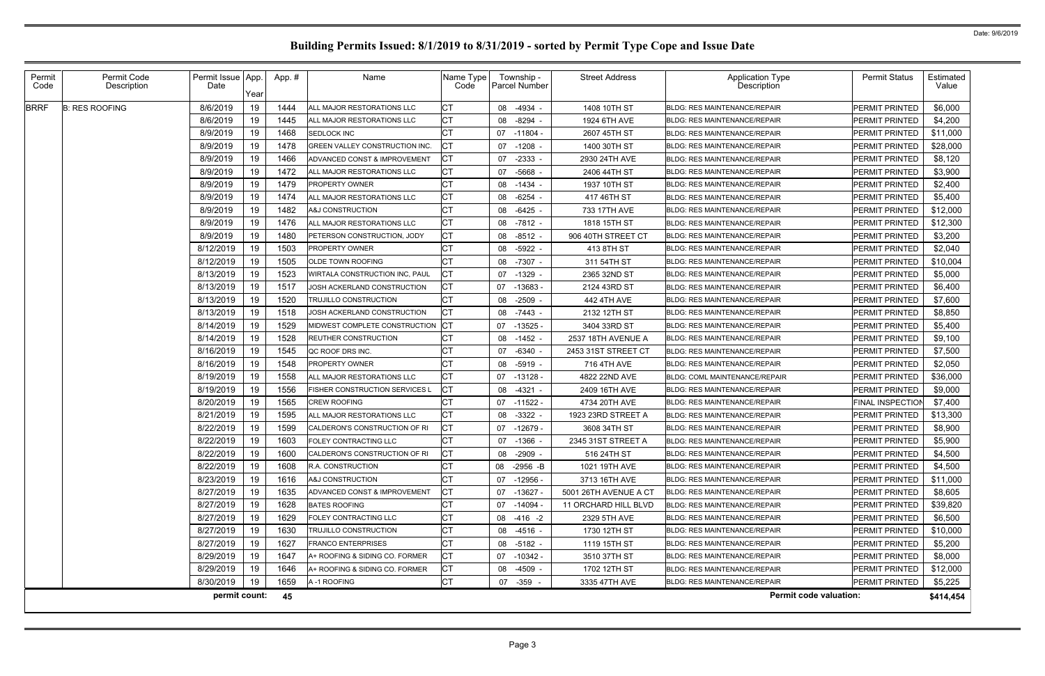Date: 9/6/2019

# Building Permits Issued: 8/1/2019 to 8/31/2019 - sorted by Permit Type Cope and Issue Date

| Permit Code | Permit Code Description | Permit Issue Date | App. Year | App. # | Name | Name Type Code | Township - Parcel Number | Street Address | Application Type Description | Permit Status | Estimated Value |
|---|---|---|---|---|---|---|---|---|---|---|---|
| BRRF | B: RES ROOFING | 8/6/2019 | 19 | 1444 | ALL MAJOR RESTORATIONS LLC | CT | 08 -4934 - | 1408 10TH ST | BLDG: RES MAINTENANCE/REPAIR | PERMIT PRINTED | $6,000 |
| | | 8/6/2019 | 19 | 1445 | ALL MAJOR RESTORATIONS LLC | CT | 08 -8294 - | 1924 6TH AVE | BLDG: RES MAINTENANCE/REPAIR | PERMIT PRINTED | $4,200 |
| | | 8/9/2019 | 19 | 1468 | SEDLOCK INC | CT | 07 -11804 - | 2607 45TH ST | BLDG: RES MAINTENANCE/REPAIR | PERMIT PRINTED | $11,000 |
| | | 8/9/2019 | 19 | 1478 | GREEN VALLEY CONSTRUCTION INC. | CT | 07 -1208 - | 1400 30TH ST | BLDG: RES MAINTENANCE/REPAIR | PERMIT PRINTED | $28,000 |
| | | 8/9/2019 | 19 | 1466 | ADVANCED CONST & IMPROVEMENT | CT | 07 -2333 - | 2930 24TH AVE | BLDG: RES MAINTENANCE/REPAIR | PERMIT PRINTED | $8,120 |
| | | 8/9/2019 | 19 | 1472 | ALL MAJOR RESTORATIONS LLC | CT | 07 -5668 - | 2406 44TH ST | BLDG: RES MAINTENANCE/REPAIR | PERMIT PRINTED | $3,900 |
| | | 8/9/2019 | 19 | 1479 | PROPERTY OWNER | CT | 08 -1434 - | 1937 10TH ST | BLDG: RES MAINTENANCE/REPAIR | PERMIT PRINTED | $2,400 |
| | | 8/9/2019 | 19 | 1474 | ALL MAJOR RESTORATIONS LLC | CT | 08 -6254 - | 417 46TH ST | BLDG: RES MAINTENANCE/REPAIR | PERMIT PRINTED | $5,400 |
| | | 8/9/2019 | 19 | 1482 | A&J CONSTRUCTION | CT | 08 -6425 - | 733 17TH AVE | BLDG: RES MAINTENANCE/REPAIR | PERMIT PRINTED | $12,000 |
| | | 8/9/2019 | 19 | 1476 | ALL MAJOR RESTORATIONS LLC | CT | 08 -7812 - | 1818 15TH ST | BLDG: RES MAINTENANCE/REPAIR | PERMIT PRINTED | $12,300 |
| | | 8/9/2019 | 19 | 1480 | PETERSON CONSTRUCTION, JODY | CT | 08 -8512 - | 906 40TH STREET CT | BLDG: RES MAINTENANCE/REPAIR | PERMIT PRINTED | $3,200 |
| | | 8/12/2019 | 19 | 1503 | PROPERTY OWNER | CT | 08 -5922 - | 413 8TH ST | BLDG: RES MAINTENANCE/REPAIR | PERMIT PRINTED | $2,040 |
| | | 8/12/2019 | 19 | 1505 | OLDE TOWN ROOFING | CT | 08 -7307 - | 311 54TH ST | BLDG: RES MAINTENANCE/REPAIR | PERMIT PRINTED | $10,004 |
| | | 8/13/2019 | 19 | 1523 | WIRTALA CONSTRUCTION INC, PAUL | CT | 07 -1329 - | 2365 32ND ST | BLDG: RES MAINTENANCE/REPAIR | PERMIT PRINTED | $5,000 |
| | | 8/13/2019 | 19 | 1517 | JOSH ACKERLAND CONSTRUCTION | CT | 07 -13683 - | 2124 43RD ST | BLDG: RES MAINTENANCE/REPAIR | PERMIT PRINTED | $6,400 |
| | | 8/13/2019 | 19 | 1520 | TRUJILLO CONSTRUCTION | CT | 08 -2509 - | 442 4TH AVE | BLDG: RES MAINTENANCE/REPAIR | PERMIT PRINTED | $7,600 |
| | | 8/13/2019 | 19 | 1518 | JOSH ACKERLAND CONSTRUCTION | CT | 08 -7443 - | 2132 12TH ST | BLDG: RES MAINTENANCE/REPAIR | PERMIT PRINTED | $8,850 |
| | | 8/14/2019 | 19 | 1529 | MIDWEST COMPLETE CONSTRUCTION | CT | 07 -13525 - | 3404 33RD ST | BLDG: RES MAINTENANCE/REPAIR | PERMIT PRINTED | $5,400 |
| | | 8/14/2019 | 19 | 1528 | REUTHER CONSTRUCTION | CT | 08 -1452 - | 2537 18TH AVENUE A | BLDG: RES MAINTENANCE/REPAIR | PERMIT PRINTED | $9,100 |
| | | 8/16/2019 | 19 | 1545 | QC ROOF DRS INC. | CT | 07 -6340 - | 2453 31ST STREET CT | BLDG: RES MAINTENANCE/REPAIR | PERMIT PRINTED | $7,500 |
| | | 8/16/2019 | 19 | 1548 | PROPERTY OWNER | CT | 08 -5919 - | 716 4TH AVE | BLDG: RES MAINTENANCE/REPAIR | PERMIT PRINTED | $2,050 |
| | | 8/19/2019 | 19 | 1558 | ALL MAJOR RESTORATIONS LLC | CT | 07 -13128 - | 4822 22ND AVE | BLDG: COML MAINTENANCE/REPAIR | PERMIT PRINTED | $36,000 |
| | | 8/19/2019 | 19 | 1556 | FISHER CONSTRUCTION SERVICES L | CT | 08 -4321 - | 2409 16TH AVE | BLDG: RES MAINTENANCE/REPAIR | PERMIT PRINTED | $9,000 |
| | | 8/20/2019 | 19 | 1565 | CREW ROOFING | CT | 07 -11522 - | 4734 20TH AVE | BLDG: RES MAINTENANCE/REPAIR | FINAL INSPECTION | $7,400 |
| | | 8/21/2019 | 19 | 1595 | ALL MAJOR RESTORATIONS LLC | CT | 08 -3322 - | 1923 23RD STREET A | BLDG: RES MAINTENANCE/REPAIR | PERMIT PRINTED | $13,300 |
| | | 8/22/2019 | 19 | 1599 | CALDERON'S CONSTRUCTION OF RI | CT | 07 -12679 - | 3608 34TH ST | BLDG: RES MAINTENANCE/REPAIR | PERMIT PRINTED | $8,900 |
| | | 8/22/2019 | 19 | 1603 | FOLEY CONTRACTING LLC | CT | 07 -1366 - | 2345 31ST STREET A | BLDG: RES MAINTENANCE/REPAIR | PERMIT PRINTED | $5,900 |
| | | 8/22/2019 | 19 | 1600 | CALDERON'S CONSTRUCTION OF RI | CT | 08 -2909 - | 516 24TH ST | BLDG: RES MAINTENANCE/REPAIR | PERMIT PRINTED | $4,500 |
| | | 8/22/2019 | 19 | 1608 | R.A. CONSTRUCTION | CT | 08 -2956 -B | 1021 19TH AVE | BLDG: RES MAINTENANCE/REPAIR | PERMIT PRINTED | $4,500 |
| | | 8/23/2019 | 19 | 1616 | A&J CONSTRUCTION | CT | 07 -12956 - | 3713 16TH AVE | BLDG: RES MAINTENANCE/REPAIR | PERMIT PRINTED | $11,000 |
| | | 8/27/2019 | 19 | 1635 | ADVANCED CONST & IMPROVEMENT | CT | 07 -13627 - | 5001 26TH AVENUE A CT | BLDG: RES MAINTENANCE/REPAIR | PERMIT PRINTED | $8,605 |
| | | 8/27/2019 | 19 | 1628 | BATES ROOFING | CT | 07 -14094 - | 11 ORCHARD HILL BLVD | BLDG: RES MAINTENANCE/REPAIR | PERMIT PRINTED | $39,820 |
| | | 8/27/2019 | 19 | 1629 | FOLEY CONTRACTING LLC | CT | 08 -416 -2 | 2329 5TH AVE | BLDG: RES MAINTENANCE/REPAIR | PERMIT PRINTED | $6,500 |
| | | 8/27/2019 | 19 | 1630 | TRUJILLO CONSTRUCTION | CT | 08 -4516 - | 1730 12TH ST | BLDG: RES MAINTENANCE/REPAIR | PERMIT PRINTED | $10,000 |
| | | 8/27/2019 | 19 | 1627 | FRANCO ENTERPRISES | CT | 08 -5182 - | 1119 15TH ST | BLDG: RES MAINTENANCE/REPAIR | PERMIT PRINTED | $5,200 |
| | | 8/29/2019 | 19 | 1647 | A+ ROOFING & SIDING CO. FORMER | CT | 07 -10342 - | 3510 37TH ST | BLDG: RES MAINTENANCE/REPAIR | PERMIT PRINTED | $8,000 |
| | | 8/29/2019 | 19 | 1646 | A+ ROOFING & SIDING CO. FORMER | CT | 08 -4509 - | 1702 12TH ST | BLDG: RES MAINTENANCE/REPAIR | PERMIT PRINTED | $12,000 |
| | | 8/30/2019 | 19 | 1659 | A -1 ROOFING | CT | 07 -359 - | 3335 47TH AVE | BLDG: RES MAINTENANCE/REPAIR | PERMIT PRINTED | $5,225 |
| | | **permit count:** | | **45** | | | | | **Permit code valuation:** | | **$414,454** |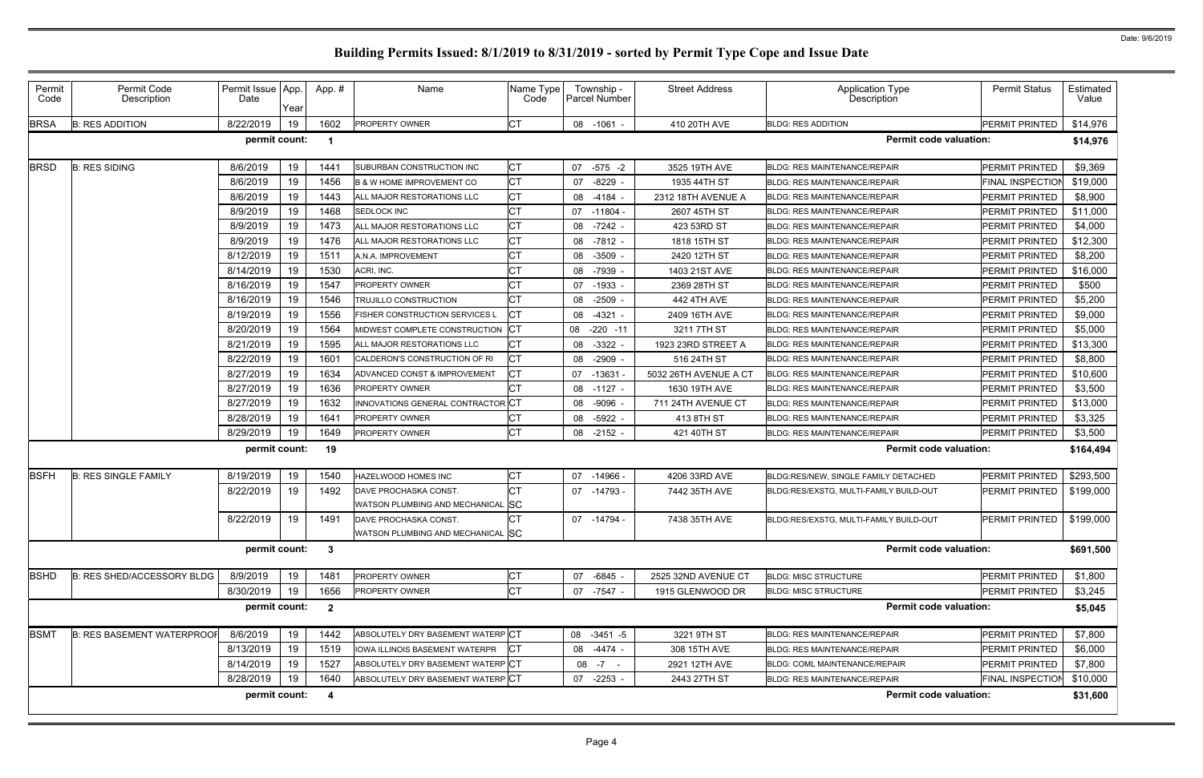# Building Permits Issued: 8/1/2019 to 8/31/2019 - sorted by Permit Type Cope and Issue Date

Date: 9/6/2019

| Permit Code | Permit Code Description | Permit Issue Date | App. Year | App. # | Name | Name Type Code | Township - Parcel Number | Street Address | Application Type Description | Permit Status | Estimated Value |
|---|---|---|---|---|---|---|---|---|---|---|---|
| BRSA | B: RES ADDITION | 8/22/2019 | 19 | 1602 | PROPERTY OWNER | CT | 08 -1061 - | 410 20TH AVE | BLDG: RES ADDITION | PERMIT PRINTED | $14,976 |
| | | permit count: | | 1 | | | | | Permit code valuation: | | $14,976 |
| BRSD | B: RES SIDING | 8/6/2019 | 19 | 1441 | SUBURBAN CONSTRUCTION INC | CT | 07 -575 -2 | 3525 19TH AVE | BLDG: RES MAINTENANCE/REPAIR | PERMIT PRINTED | $9,369 |
| | | 8/6/2019 | 19 | 1456 | B & W HOME IMPROVEMENT CO | CT | 07 -8229 - | 1935 44TH ST | BLDG: RES MAINTENANCE/REPAIR | FINAL INSPECTION | $19,000 |
| | | 8/6/2019 | 19 | 1443 | ALL MAJOR RESTORATIONS LLC | CT | 08 -4184 - | 2312 18TH AVENUE A | BLDG: RES MAINTENANCE/REPAIR | PERMIT PRINTED | $8,900 |
| | | 8/9/2019 | 19 | 1468 | SEDLOCK INC | CT | 07 -11804 - | 2607 45TH ST | BLDG: RES MAINTENANCE/REPAIR | PERMIT PRINTED | $11,000 |
| | | 8/9/2019 | 19 | 1473 | ALL MAJOR RESTORATIONS LLC | CT | 08 -7242 - | 423 53RD ST | BLDG: RES MAINTENANCE/REPAIR | PERMIT PRINTED | $4,000 |
| | | 8/9/2019 | 19 | 1476 | ALL MAJOR RESTORATIONS LLC | CT | 08 -7812 - | 1818 15TH ST | BLDG: RES MAINTENANCE/REPAIR | PERMIT PRINTED | $12,300 |
| | | 8/12/2019 | 19 | 1511 | A.N.A. IMPROVEMENT | CT | 08 -3509 - | 2420 12TH ST | BLDG: RES MAINTENANCE/REPAIR | PERMIT PRINTED | $8,200 |
| | | 8/14/2019 | 19 | 1530 | ACRI, INC. | CT | 08 -7939 - | 1403 21ST AVE | BLDG: RES MAINTENANCE/REPAIR | PERMIT PRINTED | $16,000 |
| | | 8/16/2019 | 19 | 1547 | PROPERTY OWNER | CT | 07 -1933 - | 2369 28TH ST | BLDG: RES MAINTENANCE/REPAIR | PERMIT PRINTED | $500 |
| | | 8/16/2019 | 19 | 1546 | TRUJILLO CONSTRUCTION | CT | 08 -2509 - | 442 4TH AVE | BLDG: RES MAINTENANCE/REPAIR | PERMIT PRINTED | $5,200 |
| | | 8/19/2019 | 19 | 1556 | FISHER CONSTRUCTION SERVICES L | CT | 08 -4321 - | 2409 16TH AVE | BLDG: RES MAINTENANCE/REPAIR | PERMIT PRINTED | $9,000 |
| | | 8/20/2019 | 19 | 1564 | MIDWEST COMPLETE CONSTRUCTION | CT | 08 -220 -11 | 3211 7TH ST | BLDG: RES MAINTENANCE/REPAIR | PERMIT PRINTED | $5,000 |
| | | 8/21/2019 | 19 | 1595 | ALL MAJOR RESTORATIONS LLC | CT | 08 -3322 - | 1923 23RD STREET A | BLDG: RES MAINTENANCE/REPAIR | PERMIT PRINTED | $13,300 |
| | | 8/22/2019 | 19 | 1601 | CALDERON'S CONSTRUCTION OF RI | CT | 08 -2909 - | 516 24TH ST | BLDG: RES MAINTENANCE/REPAIR | PERMIT PRINTED | $8,800 |
| | | 8/27/2019 | 19 | 1634 | ADVANCED CONST & IMPROVEMENT | CT | 07 -13631 - | 5032 26TH AVENUE A CT | BLDG: RES MAINTENANCE/REPAIR | PERMIT PRINTED | $10,600 |
| | | 8/27/2019 | 19 | 1636 | PROPERTY OWNER | CT | 08 -1127 - | 1630 19TH AVE | BLDG: RES MAINTENANCE/REPAIR | PERMIT PRINTED | $3,500 |
| | | 8/27/2019 | 19 | 1632 | INNOVATIONS GENERAL CONTRACTOR | CT | 08 -9096 - | 711 24TH AVENUE CT | BLDG: RES MAINTENANCE/REPAIR | PERMIT PRINTED | $13,000 |
| | | 8/28/2019 | 19 | 1641 | PROPERTY OWNER | CT | 08 -5922 - | 413 8TH ST | BLDG: RES MAINTENANCE/REPAIR | PERMIT PRINTED | $3,325 |
| | | 8/29/2019 | 19 | 1649 | PROPERTY OWNER | CT | 08 -2152 - | 421 40TH ST | BLDG: RES MAINTENANCE/REPAIR | PERMIT PRINTED | $3,500 |
| | | permit count: | | 19 | | | | | Permit code valuation: | | $164,494 |
| BSFH | B: RES SINGLE FAMILY | 8/19/2019 | 19 | 1540 | HAZELWOOD HOMES INC | CT | 07 -14966 - | 4206 33RD AVE | BLDG:RES/NEW, SINGLE FAMILY DETACHED | PERMIT PRINTED | $293,500 |
| | | 8/22/2019 | 19 | 1492 | DAVE PROCHASKA CONST.<br>WATSON PLUMBING AND MECHANICAL | CT<br>SC | 07 -14793 - | 7442 35TH AVE | BLDG:RES/EXSTG, MULTI-FAMILY BUILD-OUT | PERMIT PRINTED | $199,000 |
| | | 8/22/2019 | 19 | 1491 | DAVE PROCHASKA CONST.<br>WATSON PLUMBING AND MECHANICAL | CT<br>SC | 07 -14794 - | 7438 35TH AVE | BLDG:RES/EXSTG, MULTI-FAMILY BUILD-OUT | PERMIT PRINTED | $199,000 |
| | | permit count: | | 3 | | | | | Permit code valuation: | | $691,500 |
| BSHD | B: RES SHED/ACCESSORY BLDG | 8/9/2019 | 19 | 1481 | PROPERTY OWNER | CT | 07 -6845 - | 2525 32ND AVENUE CT | BLDG: MISC STRUCTURE | PERMIT PRINTED | $1,800 |
| | | 8/30/2019 | 19 | 1656 | PROPERTY OWNER | CT | 07 -7547 - | 1915 GLENWOOD DR | BLDG: MISC STRUCTURE | PERMIT PRINTED | $3,245 |
| | | permit count: | | 2 | | | | | Permit code valuation: | | $5,045 |
| BSMT | B: RES BASEMENT WATERPROOF | 8/6/2019 | 19 | 1442 | ABSOLUTELY DRY BASEMENT WATERP | CT | 08 -3451 -5 | 3221 9TH ST | BLDG: RES MAINTENANCE/REPAIR | PERMIT PRINTED | $7,800 |
| | | 8/13/2019 | 19 | 1519 | IOWA ILLINOIS BASEMENT WATERPR | CT | 08 -4474 - | 308 15TH AVE | BLDG: RES MAINTENANCE/REPAIR | PERMIT PRINTED | $6,000 |
| | | 8/14/2019 | 19 | 1527 | ABSOLUTELY DRY BASEMENT WATERP | CT | 08 -7 - | 2921 12TH AVE | BLDG: COML MAINTENANCE/REPAIR | PERMIT PRINTED | $7,800 |
| | | 8/28/2019 | 19 | 1640 | ABSOLUTELY DRY BASEMENT WATERP | CT | 07 -2253 - | 2443 27TH ST | BLDG: RES MAINTENANCE/REPAIR | FINAL INSPECTION | $10,000 |
| | | permit count: | | 4 | | | | | Permit code valuation: | | $31,600 |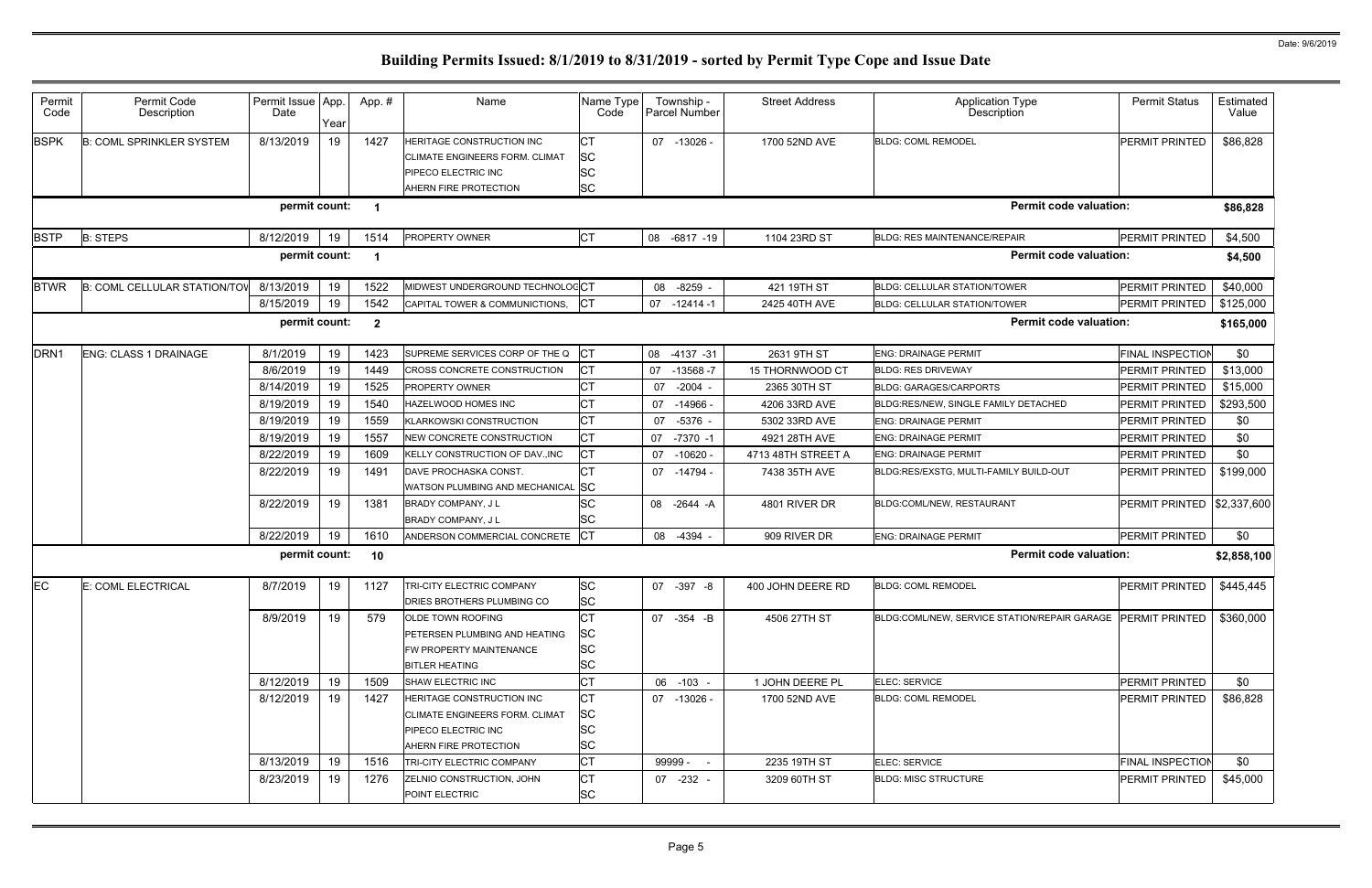# Building Permits Issued: 8/1/2019 to 8/31/2019 - sorted by Permit Type Cope and Issue Date

| Permit Code | Permit Code Description | Permit Issue Date | App. Year | App. # | Name | Name Type Code | Township - Parcel Number | Street Address | Application Type Description | Permit Status | Estimated Value |
|---|---|---|---|---|---|---|---|---|---|---|---|
| BSPK | B: COML SPRINKLER SYSTEM | 8/13/2019 | 19 | 1427 | HERITAGE CONSTRUCTION INC | CT | 07 -13026 - | 1700 52ND AVE | BLDG: COML REMODEL | PERMIT PRINTED | $86,828 |
| | | | | | CLIMATE ENGINEERS FORM. CLIMAT | SC | | | | | |
| | | | | | PIPECO ELECTRIC INC | SC | | | | | |
| | | | | | AHERN FIRE PROTECTION | SC | | | | | |
| | | permit count: | | 1 | | | | | Permit code valuation: | | $86,828 |
| BSTP | B: STEPS | 8/12/2019 | 19 | 1514 | PROPERTY OWNER | CT | 08 -6817 -19 | 1104 23RD ST | BLDG: RES MAINTENANCE/REPAIR | PERMIT PRINTED | $4,500 |
| | | permit count: | | 1 | | | | | Permit code valuation: | | $4,500 |
| BTWR | B: COML CELLULAR STATION/TOW | 8/13/2019 | 19 | 1522 | MIDWEST UNDERGROUND TECHNOLOG | CT | 08 -8259 - | 421 19TH ST | BLDG: CELLULAR STATION/TOWER | PERMIT PRINTED | $40,000 |
| | | 8/15/2019 | 19 | 1542 | CAPITAL TOWER & COMMUNICTIONS, | CT | 07 -12414 -1 | 2425 40TH AVE | BLDG: CELLULAR STATION/TOWER | PERMIT PRINTED | $125,000 |
| | | permit count: | | 2 | | | | | Permit code valuation: | | $165,000 |
| DRN1 | ENG: CLASS 1 DRAINAGE | 8/1/2019 | 19 | 1423 | SUPREME SERVICES CORP OF THE Q | CT | 08 -4137 -31 | 2631 9TH ST | ENG: DRAINAGE PERMIT | FINAL INSPECTION | $0 |
| | | 8/6/2019 | 19 | 1449 | CROSS CONCRETE CONSTRUCTION | CT | 07 -13568 -7 | 15 THORNWOOD CT | BLDG: RES DRIVEWAY | PERMIT PRINTED | $13,000 |
| | | 8/14/2019 | 19 | 1525 | PROPERTY OWNER | CT | 07 -2004 - | 2365 30TH ST | BLDG: GARAGES/CARPORTS | PERMIT PRINTED | $15,000 |
| | | 8/19/2019 | 19 | 1540 | HAZELWOOD HOMES INC | CT | 07 -14966 - | 4206 33RD AVE | BLDG:RES/NEW, SINGLE FAMILY DETACHED | PERMIT PRINTED | $293,500 |
| | | 8/19/2019 | 19 | 1559 | KLARKOWSKI CONSTRUCTION | CT | 07 -5376 - | 5302 33RD AVE | ENG: DRAINAGE PERMIT | PERMIT PRINTED | $0 |
| | | 8/19/2019 | 19 | 1557 | NEW CONCRETE CONSTRUCTION | CT | 07 -7370 -1 | 4921 28TH AVE | ENG: DRAINAGE PERMIT | PERMIT PRINTED | $0 |
| | | 8/22/2019 | 19 | 1609 | KELLY CONSTRUCTION OF DAV.,INC | CT | 07 -10620 - | 4713 48TH STREET A | ENG: DRAINAGE PERMIT | PERMIT PRINTED | $0 |
| | | 8/22/2019 | 19 | 1491 | DAVE PROCHASKA CONST. | CT | 07 -14794 - | 7438 35TH AVE | BLDG:RES/EXSTG, MULTI-FAMILY BUILD-OUT | PERMIT PRINTED | $199,000 |
| | | | | | WATSON PLUMBING AND MECHANICAL | SC | | | | | |
| | | 8/22/2019 | 19 | 1381 | BRADY COMPANY, J L | SC | 08 -2644 -A | 4801 RIVER DR | BLDG:COML/NEW, RESTAURANT | PERMIT PRINTED | $2,337,600 |
| | | | | | BRADY COMPANY, J L | SC | | | | | |
| | | 8/22/2019 | 19 | 1610 | ANDERSON COMMERCIAL CONCRETE | CT | 08 -4394 - | 909 RIVER DR | ENG: DRAINAGE PERMIT | PERMIT PRINTED | $0 |
| | | permit count: | | 10 | | | | | Permit code valuation: | | $2,858,100 |
| EC | E: COML ELECTRICAL | 8/7/2019 | 19 | 1127 | TRI-CITY ELECTRIC COMPANY | SC | 07 -397 -8 | 400 JOHN DEERE RD | BLDG: COML REMODEL | PERMIT PRINTED | $445,445 |
| | | | | | DRIES BROTHERS PLUMBING CO | SC | | | | | |
| | | 8/9/2019 | 19 | 579 | OLDE TOWN ROOFING | CT | 07 -354 -B | 4506 27TH ST | BLDG:COML/NEW, SERVICE STATION/REPAIR GARAGE | PERMIT PRINTED | $360,000 |
| | | | | | PETERSEN PLUMBING AND HEATING | SC | | | | | |
| | | | | | FW PROPERTY MAINTENANCE | SC | | | | | |
| | | | | | BITLER HEATING | SC | | | | | |
| | | 8/12/2019 | 19 | 1509 | SHAW ELECTRIC INC | CT | 06 -103 - | 1 JOHN DEERE PL | ELEC: SERVICE | PERMIT PRINTED | $0 |
| | | 8/12/2019 | 19 | 1427 | HERITAGE CONSTRUCTION INC | CT | 07 -13026 - | 1700 52ND AVE | BLDG: COML REMODEL | PERMIT PRINTED | $86,828 |
| | | | | | CLIMATE ENGINEERS FORM. CLIMAT | SC | | | | | |
| | | | | | PIPECO ELECTRIC INC | SC | | | | | |
| | | | | | AHERN FIRE PROTECTION | SC | | | | | |
| | | 8/13/2019 | 19 | 1516 | TRI-CITY ELECTRIC COMPANY | CT | 99999 - - | 2235 19TH ST | ELEC: SERVICE | FINAL INSPECTION | $0 |
| | | 8/23/2019 | 19 | 1276 | ZELNIO CONSTRUCTION, JOHN | CT | 07 -232 - | 3209 60TH ST | BLDG: MISC STRUCTURE | PERMIT PRINTED | $45,000 |
| | | | | | POINT ELECTRIC | SC | | | | | |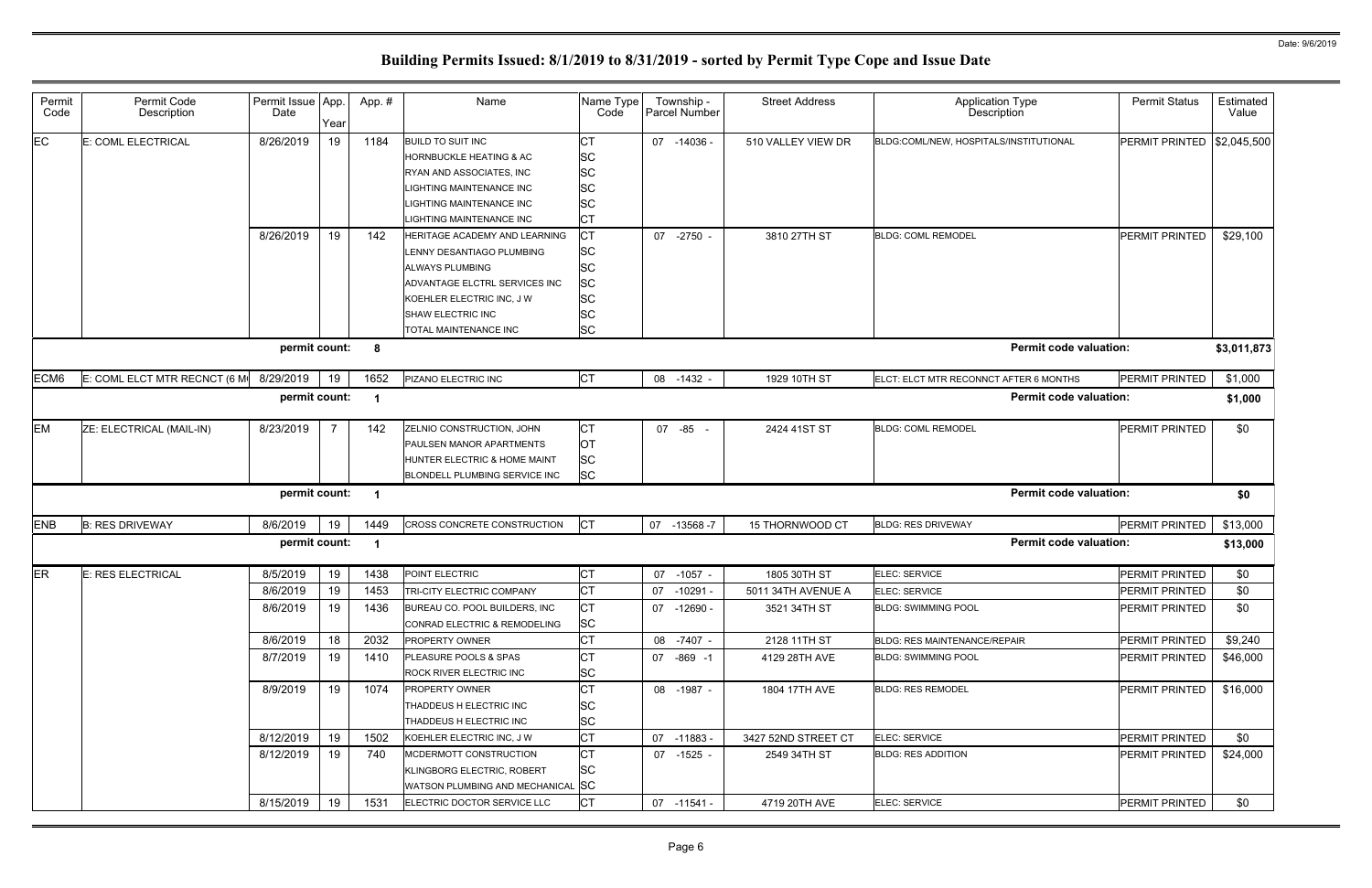# Building Permits Issued: 8/1/2019 to 8/31/2019 - sorted by Permit Type Cope and Issue Date

| Permit Code | Permit Code Description | Permit Issue Date | App. Year | App. # | Name | Name Type Code | Township - Parcel Number | Street Address | Application Type Description | Permit Status | Estimated Value |
|---|---|---|---|---|---|---|---|---|---|---|---|
| EC | E: COML ELECTRICAL | 8/26/2019 | 19 | 1184 | BUILD TO SUIT INC | CT | 07 -14036 - | 510 VALLEY VIEW DR | BLDG:COML/NEW, HOSPITALS/INSTITUTIONAL | PERMIT PRINTED | $2,045,500 |
| | | | | | HORNBUCKLE HEATING & AC | SC | | | | | |
| | | | | | RYAN AND ASSOCIATES, INC | SC | | | | | |
| | | | | | LIGHTING MAINTENANCE INC | SC | | | | | |
| | | | | | LIGHTING MAINTENANCE INC | SC | | | | | |
| | | | | | LIGHTING MAINTENANCE INC | CT | | | | | |
| | | 8/26/2019 | 19 | 142 | HERITAGE ACADEMY AND LEARNING | CT | 07 -2750 - | 3810 27TH ST | BLDG: COML REMODEL | PERMIT PRINTED | $29,100 |
| | | | | | LENNY DESANTIAGO PLUMBING | SC | | | | | |
| | | | | | ALWAYS PLUMBING | SC | | | | | |
| | | | | | ADVANTAGE ELCTRL SERVICES INC | SC | | | | | |
| | | | | | KOEHLER ELECTRIC INC, J W | SC | | | | | |
| | | | | | SHAW ELECTRIC INC | SC | | | | | |
| | | | | | TOTAL MAINTENANCE INC | SC | | | | | |
| | | **permit count:** | | **8** | | | | | **Permit code valuation:** | | **$3,011,873** |
| ECM6 | E: COML ELCT MTR RECNCT (6 M | 8/29/2019 | 19 | 1652 | PIZANO ELECTRIC INC | CT | 08 -1432 - | 1929 10TH ST | ELCT: ELCT MTR RECONNCT AFTER 6 MONTHS | PERMIT PRINTED | $1,000 |
| | | **permit count:** | | **1** | | | | | **Permit code valuation:** | | **$1,000** |
| EM | ZE: ELECTRICAL (MAIL-IN) | 8/23/2019 | 7 | 142 | ZELNIO CONSTRUCTION, JOHN | CT | 07 -85 - | 2424 41ST ST | BLDG: COML REMODEL | PERMIT PRINTED | $0 |
| | | | | | PAULSEN MANOR APARTMENTS | OT | | | | | |
| | | | | | HUNTER ELECTRIC & HOME MAINT | SC | | | | | |
| | | | | | BLONDELL PLUMBING SERVICE INC | SC | | | | | |
| | | **permit count:** | | **1** | | | | | **Permit code valuation:** | | **$0** |
| ENB | B: RES DRIVEWAY | 8/6/2019 | 19 | 1449 | CROSS CONCRETE CONSTRUCTION | CT | 07 -13568 -7 | 15 THORNWOOD CT | BLDG: RES DRIVEWAY | PERMIT PRINTED | $13,000 |
| | | **permit count:** | | **1** | | | | | **Permit code valuation:** | | **$13,000** |
| ER | E: RES ELECTRICAL | 8/5/2019 | 19 | 1438 | POINT ELECTRIC | CT | 07 -1057 - | 1805 30TH ST | ELEC: SERVICE | PERMIT PRINTED | $0 |
| | | 8/6/2019 | 19 | 1453 | TRI-CITY ELECTRIC COMPANY | CT | 07 -10291 - | 5011 34TH AVENUE A | ELEC: SERVICE | PERMIT PRINTED | $0 |
| | | 8/6/2019 | 19 | 1436 | BUREAU CO. POOL BUILDERS, INC | CT | 07 -12690 - | 3521 34TH ST | BLDG: SWIMMING POOL | PERMIT PRINTED | $0 |
| | | | | | CONRAD ELECTRIC & REMODELING | SC | | | | | |
| | | 8/6/2019 | 18 | 2032 | PROPERTY OWNER | CT | 08 -7407 - | 2128 11TH ST | BLDG: RES MAINTENANCE/REPAIR | PERMIT PRINTED | $9,240 |
| | | 8/7/2019 | 19 | 1410 | PLEASURE POOLS & SPAS | CT | 07 -869 -1 | 4129 28TH AVE | BLDG: SWIMMING POOL | PERMIT PRINTED | $46,000 |
| | | | | | ROCK RIVER ELECTRIC INC | SC | | | | | |
| | | 8/9/2019 | 19 | 1074 | PROPERTY OWNER | CT | 08 -1987 - | 1804 17TH AVE | BLDG: RES REMODEL | PERMIT PRINTED | $16,000 |
| | | | | | THADDEUS H ELECTRIC INC | SC | | | | | |
| | | | | | THADDEUS H ELECTRIC INC | SC | | | | | |
| | | 8/12/2019 | 19 | 1502 | KOEHLER ELECTRIC INC, J W | CT | 07 -11883 - | 3427 52ND STREET CT | ELEC: SERVICE | PERMIT PRINTED | $0 |
| | | 8/12/2019 | 19 | 740 | MCDERMOTT CONSTRUCTION | CT | 07 -1525 - | 2549 34TH ST | BLDG: RES ADDITION | PERMIT PRINTED | $24,000 |
| | | | | | KLINGBORG ELECTRIC, ROBERT | SC | | | | | |
| | | | | | WATSON PLUMBING AND MECHANICAL | SC | | | | | |
| | | 8/15/2019 | 19 | 1531 | ELECTRIC DOCTOR SERVICE LLC | CT | 07 -11541 - | 4719 20TH AVE | ELEC: SERVICE | PERMIT PRINTED | $0 |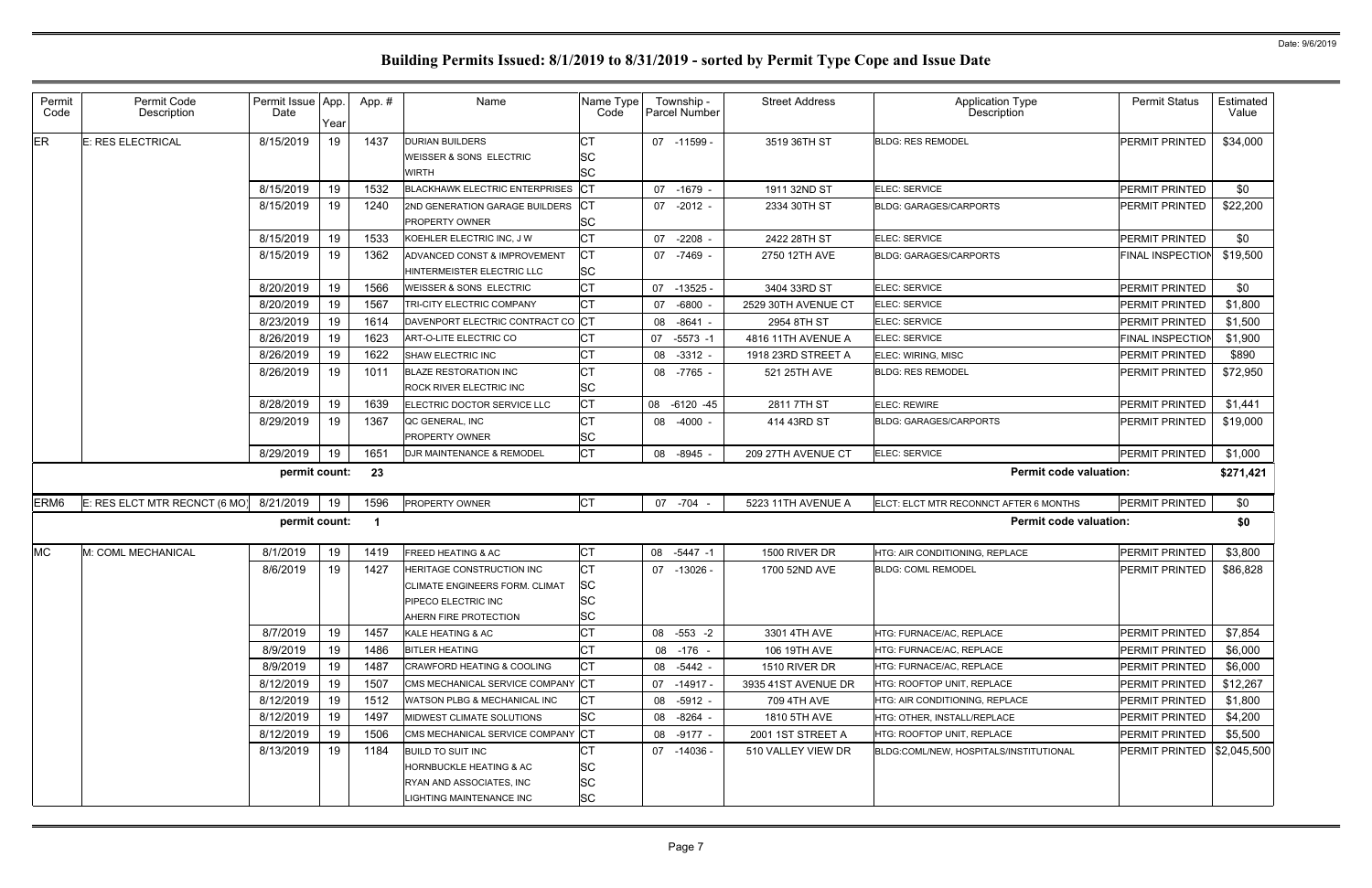# Building Permits Issued: 8/1/2019 to 8/31/2019 - sorted by Permit Type Cope and Issue Date

Date: 9/6/2019

| Permit Code | Permit Code Description | Permit Issue Date | App. Year | App. # | Name | Name Type Code | Township - Parcel Number | Street Address | Application Type Description | Permit Status | Estimated Value |
|---|---|---|---|---|---|---|---|---|---|---|---|
| ER | E: RES ELECTRICAL | 8/15/2019 | 19 | 1437 | DURIAN BUILDERS<br>WEISSER & SONS ELECTRIC<br>WIRTH | CT<br>SC<br>SC | 07 -11599 - | 3519 36TH ST | BLDG: RES REMODEL | PERMIT PRINTED | $34,000 |
| | | 8/15/2019 | 19 | 1532 | BLACKHAWK ELECTRIC ENTERPRISES | CT | 07 -1679 - | 1911 32ND ST | ELEC: SERVICE | PERMIT PRINTED | $0 |
| | | 8/15/2019 | 19 | 1240 | 2ND GENERATION GARAGE BUILDERS<br>PROPERTY OWNER | CT<br>SC | 07 -2012 - | 2334 30TH ST | BLDG: GARAGES/CARPORTS | PERMIT PRINTED | $22,200 |
| | | 8/15/2019 | 19 | 1533 | KOEHLER ELECTRIC INC, J W | CT | 07 -2208 - | 2422 28TH ST | ELEC: SERVICE | PERMIT PRINTED | $0 |
| | | 8/15/2019 | 19 | 1362 | ADVANCED CONST & IMPROVEMENT<br>HINTERMEISTER ELECTRIC LLC | CT<br>SC | 07 -7469 - | 2750 12TH AVE | BLDG: GARAGES/CARPORTS | FINAL INSPECTION | $19,500 |
| | | 8/20/2019 | 19 | 1566 | WEISSER & SONS ELECTRIC | CT | 07 -13525 - | 3404 33RD ST | ELEC: SERVICE | PERMIT PRINTED | $0 |
| | | 8/20/2019 | 19 | 1567 | TRI-CITY ELECTRIC COMPANY | CT | 07 -6800 - | 2529 30TH AVENUE CT | ELEC: SERVICE | PERMIT PRINTED | $1,800 |
| | | 8/23/2019 | 19 | 1614 | DAVENPORT ELECTRIC CONTRACT CO | CT | 08 -8641 - | 2954 8TH ST | ELEC: SERVICE | PERMIT PRINTED | $1,500 |
| | | 8/26/2019 | 19 | 1623 | ART-O-LITE ELECTRIC CO | CT | 07 -5573 -1 | 4816 11TH AVENUE A | ELEC: SERVICE | FINAL INSPECTION | $1,900 |
| | | 8/26/2019 | 19 | 1622 | SHAW ELECTRIC INC | CT | 08 -3312 - | 1918 23RD STREET A | ELEC: WIRING, MISC | PERMIT PRINTED | $890 |
| | | 8/26/2019 | 19 | 1011 | BLAZE RESTORATION INC<br>ROCK RIVER ELECTRIC INC | CT<br>SC | 08 -7765 - | 521 25TH AVE | BLDG: RES REMODEL | PERMIT PRINTED | $72,950 |
| | | 8/28/2019 | 19 | 1639 | ELECTRIC DOCTOR SERVICE LLC | CT | 08 -6120 -45 | 2811 7TH ST | ELEC: REWIRE | PERMIT PRINTED | $1,441 |
| | | 8/29/2019 | 19 | 1367 | QC GENERAL, INC<br>PROPERTY OWNER | CT<br>SC | 08 -4000 - | 414 43RD ST | BLDG: GARAGES/CARPORTS | PERMIT PRINTED | $19,000 |
| | | 8/29/2019 | 19 | 1651 | DJR MAINTENANCE & REMODEL | CT | 08 -8945 - | 209 27TH AVENUE CT | ELEC: SERVICE | PERMIT PRINTED | $1,000 |
| | | **permit count:** | | **23** | | | | | **Permit code valuation:** | | **$271,421** |
| ERM6 | E: RES ELCT MTR RECNCT (6 MO) | 8/21/2019 | 19 | 1596 | PROPERTY OWNER | CT | 07 -704 - | 5223 11TH AVENUE A | ELCT: ELCT MTR RECONNCT AFTER 6 MONTHS | PERMIT PRINTED | $0 |
| | | **permit count:** | | **1** | | | | | **Permit code valuation:** | | **$0** |
| MC | M: COML MECHANICAL | 8/1/2019 | 19 | 1419 | FREED HEATING & AC | CT | 08 -5447 -1 | 1500 RIVER DR | HTG: AIR CONDITIONING, REPLACE | PERMIT PRINTED | $3,800 |
| | | 8/6/2019 | 19 | 1427 | HERITAGE CONSTRUCTION INC<br>CLIMATE ENGINEERS FORM. CLIMAT<br>PIPECO ELECTRIC INC<br>AHERN FIRE PROTECTION | CT<br>SC<br>SC<br>SC | 07 -13026 - | 1700 52ND AVE | BLDG: COML REMODEL | PERMIT PRINTED | $86,828 |
| | | 8/7/2019 | 19 | 1457 | KALE HEATING & AC | CT | 08 -553 -2 | 3301 4TH AVE | HTG: FURNACE/AC, REPLACE | PERMIT PRINTED | $7,854 |
| | | 8/9/2019 | 19 | 1486 | BITLER HEATING | CT | 08 -176 - | 106 19TH AVE | HTG: FURNACE/AC, REPLACE | PERMIT PRINTED | $6,000 |
| | | 8/9/2019 | 19 | 1487 | CRAWFORD HEATING & COOLING | CT | 08 -5442 - | 1510 RIVER DR | HTG: FURNACE/AC, REPLACE | PERMIT PRINTED | $6,000 |
| | | 8/12/2019 | 19 | 1507 | CMS MECHANICAL SERVICE COMPANY | CT | 07 -14917 - | 3935 41ST AVENUE DR | HTG: ROOFTOP UNIT, REPLACE | PERMIT PRINTED | $12,267 |
| | | 8/12/2019 | 19 | 1512 | WATSON PLBG & MECHANICAL INC | CT | 08 -5912 - | 709 4TH AVE | HTG: AIR CONDITIONING, REPLACE | PERMIT PRINTED | $1,800 |
| | | 8/12/2019 | 19 | 1497 | MIDWEST CLIMATE SOLUTIONS | SC | 08 -8264 - | 1810 5TH AVE | HTG: OTHER, INSTALL/REPLACE | PERMIT PRINTED | $4,200 |
| | | 8/12/2019 | 19 | 1506 | CMS MECHANICAL SERVICE COMPANY | CT | 08 -9177 - | 2001 1ST STREET A | HTG: ROOFTOP UNIT, REPLACE | PERMIT PRINTED | $5,500 |
| | | 8/13/2019 | 19 | 1184 | BUILD TO SUIT INC<br>HORNBUCKLE HEATING & AC<br>RYAN AND ASSOCIATES, INC<br>LIGHTING MAINTENANCE INC | CT<br>SC<br>SC<br>SC | 07 -14036 - | 510 VALLEY VIEW DR | BLDG:COML/NEW, HOSPITALS/INSTITUTIONAL | PERMIT PRINTED | $2,045,500 |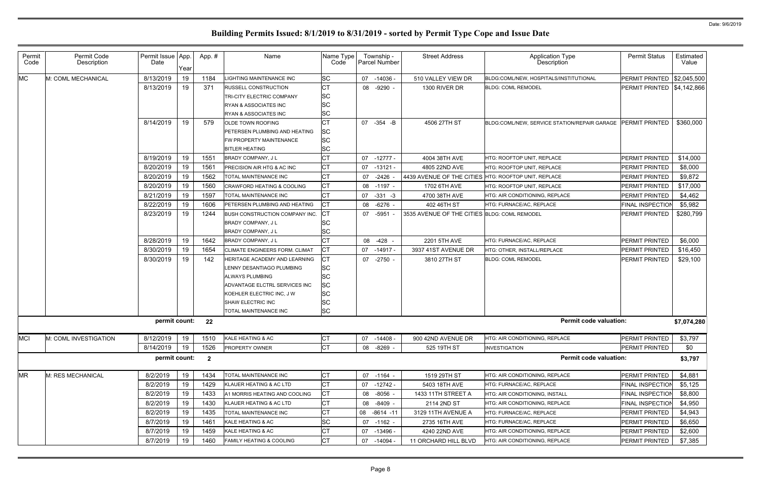# Building Permits Issued: 8/1/2019 to 8/31/2019 - sorted by Permit Type Cope and Issue Date

| Permit Code | Permit Code Description | Permit Issue Date | App. Year | App. # | Name | Name Type Code | Township - Parcel Number | Street Address | Application Type Description | Permit Status | Estimated Value |
|---|---|---|---|---|---|---|---|---|---|---|---|
| MC | M: COML MECHANICAL | 8/13/2019 | 19 | 1184 | LIGHTING MAINTENANCE INC | SC | 07 -14036 - | 510 VALLEY VIEW DR | BLDG:COML/NEW, HOSPITALS/INSTITUTIONAL | PERMIT PRINTED | $2,045,500 |
| | | 8/13/2019 | 19 | 371 | RUSSELL CONSTRUCTION | CT | 08 -9290 - | 1300 RIVER DR | BLDG: COML REMODEL | PERMIT PRINTED | $4,142,866 |
| | | | | | TRI-CITY ELECTRIC COMPANY | SC | | | | | |
| | | | | | RYAN & ASSOCIATES INC | SC | | | | | |
| | | | | | RYAN & ASSOCIATES INC | SC | | | | | |
| | | 8/14/2019 | 19 | 579 | OLDE TOWN ROOFING | CT | 07 -354 -B | 4506 27TH ST | BLDG:COML/NEW, SERVICE STATION/REPAIR GARAGE | PERMIT PRINTED | $360,000 |
| | | | | | PETERSEN PLUMBING AND HEATING | SC | | | | | |
| | | | | | FW PROPERTY MAINTENANCE | SC | | | | | |
| | | | | | BITLER HEATING | SC | | | | | |
| | | 8/19/2019 | 19 | 1551 | BRADY COMPANY, J L | CT | 07 -12777 - | 4004 38TH AVE | HTG: ROOFTOP UNIT, REPLACE | PERMIT PRINTED | $14,000 |
| | | 8/20/2019 | 19 | 1561 | PRECISION AIR HTG & AC INC | CT | 07 -13121 - | 4805 22ND AVE | HTG: ROOFTOP UNIT, REPLACE | PERMIT PRINTED | $8,000 |
| | | 8/20/2019 | 19 | 1562 | TOTAL MAINTENANCE INC | CT | 07 -2426 - | 4439 AVENUE OF THE CITIES | HTG: ROOFTOP UNIT, REPLACE | PERMIT PRINTED | $9,872 |
| | | 8/20/2019 | 19 | 1560 | CRAWFORD HEATING & COOLING | CT | 08 -1197 - | 1702 6TH AVE | HTG: ROOFTOP UNIT, REPLACE | PERMIT PRINTED | $17,000 |
| | | 8/21/2019 | 19 | 1597 | TOTAL MAINTENANCE INC | CT | 07 -331 -3 | 4700 38TH AVE | HTG: AIR CONDITIONING, REPLACE | PERMIT PRINTED | $4,462 |
| | | 8/22/2019 | 19 | 1606 | PETERSEN PLUMBING AND HEATING | CT | 08 -6276 - | 402 46TH ST | HTG: FURNACE/AC, REPLACE | FINAL INSPECTION | $5,982 |
| | | 8/23/2019 | 19 | 1244 | BUSH CONSTRUCTION COMPANY INC. | CT | 07 -5951 - | 3535 AVENUE OF THE CITIES | BLDG: COML REMODEL | PERMIT PRINTED | $280,799 |
| | | | | | BRADY COMPANY, J L | SC | | | | | |
| | | | | | BRADY COMPANY, J L | SC | | | | | |
| | | 8/28/2019 | 19 | 1642 | BRADY COMPANY, J L | CT | 08 -428 - | 2201 5TH AVE | HTG: FURNACE/AC, REPLACE | PERMIT PRINTED | $6,000 |
| | | 8/30/2019 | 19 | 1654 | CLIMATE ENGINEERS FORM. CLIMAT | CT | 07 -14917 - | 3937 41ST AVENUE DR | HTG: OTHER, INSTALL/REPLACE | PERMIT PRINTED | $16,450 |
| | | 8/30/2019 | 19 | 142 | HERITAGE ACADEMY AND LEARNING | CT | 07 -2750 - | 3810 27TH ST | BLDG: COML REMODEL | PERMIT PRINTED | $29,100 |
| | | | | | LENNY DESANTIAGO PLUMBING | SC | | | | | |
| | | | | | ALWAYS PLUMBING | SC | | | | | |
| | | | | | ADVANTAGE ELCTRL SERVICES INC | SC | | | | | |
| | | | | | KOEHLER ELECTRIC INC, J W | SC | | | | | |
| | | | | | SHAW ELECTRIC INC | SC | | | | | |
| | | | | | TOTAL MAINTENANCE INC | SC | | | | | |
| | | **permit count:** | | **22** | | | | | **Permit code valuation:** | | **$7,074,280** |
| MCI | M: COML INVESTIGATION | 8/12/2019 | 19 | 1510 | KALE HEATING & AC | CT | 07 -14408 - | 900 42ND AVENUE DR | HTG: AIR CONDITIONING, REPLACE | PERMIT PRINTED | $3,797 |
| | | 8/14/2019 | 19 | 1526 | PROPERTY OWNER | CT | 08 -8269 - | 525 19TH ST | INVESTIGATION | PERMIT PRINTED | $0 |
| | | **permit count:** | | **2** | | | | | **Permit code valuation:** | | **$3,797** |
| MR | M: RES MECHANICAL | 8/2/2019 | 19 | 1434 | TOTAL MAINTENANCE INC | CT | 07 -1164 - | 1519 29TH ST | HTG: AIR CONDITIONING, REPLACE | PERMIT PRINTED | $4,881 |
| | | 8/2/2019 | 19 | 1429 | KLAUER HEATING & AC LTD | CT | 07 -12742 - | 5403 18TH AVE | HTG: FURNACE/AC, REPLACE | FINAL INSPECTION | $5,125 |
| | | 8/2/2019 | 19 | 1433 | A1 MORRIS HEATING AND COOLING | CT | 08 -8056 - | 1433 11TH STREET A | HTG: AIR CONDITIONING, INSTALL | FINAL INSPECTION | $8,800 |
| | | 8/2/2019 | 19 | 1430 | KLAUER HEATING & AC LTD | CT | 08 -8409 - | 2114 2ND ST | HTG: AIR CONDITIONING, REPLACE | FINAL INSPECTION | $4,950 |
| | | 8/2/2019 | 19 | 1435 | TOTAL MAINTENANCE INC | CT | 08 -8614 -11 | 3129 11TH AVENUE A | HTG: FURNACE/AC, REPLACE | PERMIT PRINTED | $4,943 |
| | | 8/7/2019 | 19 | 1461 | KALE HEATING & AC | SC | 07 -1162 - | 2735 16TH AVE | HTG: FURNACE/AC, REPLACE | PERMIT PRINTED | $6,650 |
| | | 8/7/2019 | 19 | 1459 | KALE HEATING & AC | CT | 07 -13496 - | 4240 22ND AVE | HTG: AIR CONDITIONING, REPLACE | PERMIT PRINTED | $2,600 |
| | | 8/7/2019 | 19 | 1460 | FAMILY HEATING & COOLING | CT | 07 -14094 - | 11 ORCHARD HILL BLVD | HTG: AIR CONDITIONING, REPLACE | PERMIT PRINTED | $7,385 |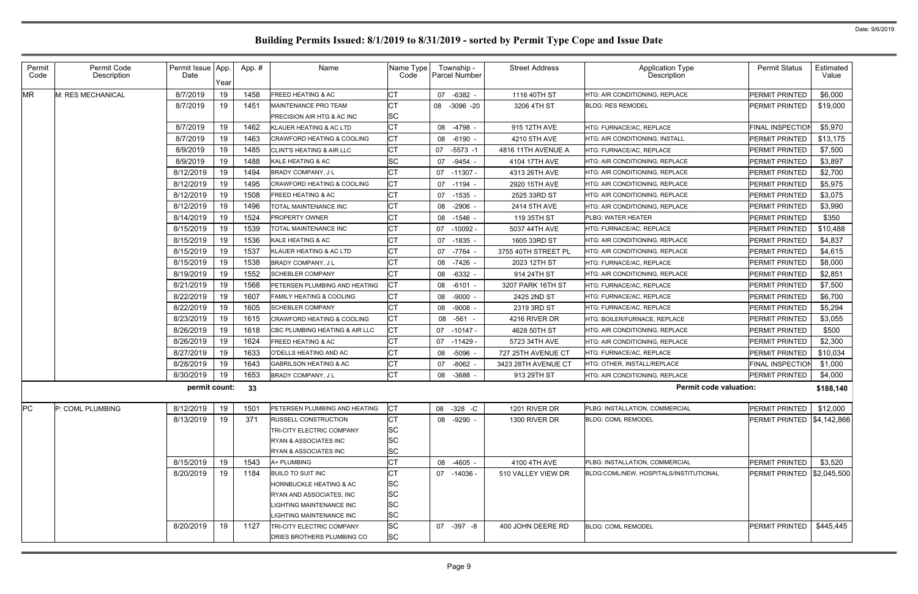# Building Permits Issued: 8/1/2019 to 8/31/2019 - sorted by Permit Type Cope and Issue Date

| Permit Code | Permit Code Description | Permit Issue Date | App. Year | App. # | Name | Name Type Code | Township - Parcel Number | Street Address | Application Type Description | Permit Status | Estimated Value |
|---|---|---|---|---|---|---|---|---|---|---|---|
| MR | M: RES MECHANICAL | 8/7/2019 | 19 | 1458 | FREED HEATING & AC | CT | 07 -6382 - | 1116 40TH ST | HTG: AIR CONDITIONING, REPLACE | PERMIT PRINTED | $6,000 |
| | | 8/7/2019 | 19 | 1451 | MAINTENANCE PRO TEAM | CT | 08 -3096 -20 | 3206 4TH ST | BLDG: RES REMODEL | PERMIT PRINTED | $19,000 |
| | | | | | PRECISION AIR HTG & AC INC | SC | | | | | |
| | | 8/7/2019 | 19 | 1462 | KLAUER HEATING & AC LTD | CT | 08 -4798 - | 915 12TH AVE | HTG: FURNACE/AC, REPLACE | FINAL INSPECTION | $5,970 |
| | | 8/7/2019 | 19 | 1463 | CRAWFORD HEATING & COOLING | CT | 08 -6190 - | 4210 5TH AVE | HTG: AIR CONDITIONING, INSTALL | PERMIT PRINTED | $13,175 |
| | | 8/9/2019 | 19 | 1485 | CLINT'S HEATING & AIR LLC | CT | 07 -5573 -1 | 4816 11TH AVENUE A | HTG: FURNACE/AC, REPLACE | PERMIT PRINTED | $7,500 |
| | | 8/9/2019 | 19 | 1488 | KALE HEATING & AC | SC | 07 -9454 - | 4104 17TH AVE | HTG: AIR CONDITIONING, REPLACE | PERMIT PRINTED | $3,897 |
| | | 8/12/2019 | 19 | 1494 | BRADY COMPANY, J L | CT | 07 -11307 - | 4313 26TH AVE | HTG: AIR CONDITIONING, REPLACE | PERMIT PRINTED | $2,700 |
| | | 8/12/2019 | 19 | 1495 | CRAWFORD HEATING & COOLING | CT | 07 -1194 - | 2920 15TH AVE | HTG: AIR CONDITIONING, REPLACE | PERMIT PRINTED | $5,975 |
| | | 8/12/2019 | 19 | 1508 | FREED HEATING & AC | CT | 07 -1535 - | 2525 33RD ST | HTG: AIR CONDITIONING, REPLACE | PERMIT PRINTED | $3,075 |
| | | 8/12/2019 | 19 | 1496 | TOTAL MAINTENANCE INC | CT | 08 -2906 - | 2414 5TH AVE | HTG: AIR CONDITIONING, REPLACE | PERMIT PRINTED | $3,990 |
| | | 8/14/2019 | 19 | 1524 | PROPERTY OWNER | CT | 08 -1546 - | 119 35TH ST | PLBG: WATER HEATER | PERMIT PRINTED | $350 |
| | | 8/15/2019 | 19 | 1539 | TOTAL MAINTENANCE INC | CT | 07 -10092 - | 5037 44TH AVE | HTG: FURNACE/AC, REPLACE | PERMIT PRINTED | $10,488 |
| | | 8/15/2019 | 19 | 1536 | KALE HEATING & AC | CT | 07 -1835 - | 1605 33RD ST | HTG: AIR CONDITIONING, REPLACE | PERMIT PRINTED | $4,837 |
| | | 8/15/2019 | 19 | 1537 | KLAUER HEATING & AC LTD | CT | 07 -7764 - | 3755 40TH STREET PL | HTG: AIR CONDITIONING, REPLACE | PERMIT PRINTED | $4,615 |
| | | 8/15/2019 | 19 | 1538 | BRADY COMPANY, J L | CT | 08 -7426 - | 2023 12TH ST | HTG: FURNACE/AC, REPLACE | PERMIT PRINTED | $8,000 |
| | | 8/19/2019 | 19 | 1552 | SCHEBLER COMPANY | CT | 08 -6332 - | 914 24TH ST | HTG: AIR CONDITIONING, REPLACE | PERMIT PRINTED | $2,851 |
| | | 8/21/2019 | 19 | 1568 | PETERSEN PLUMBING AND HEATING | CT | 08 -6101 - | 3207 PARK 16TH ST | HTG: FURNACE/AC, REPLACE | PERMIT PRINTED | $7,500 |
| | | 8/22/2019 | 19 | 1607 | FAMILY HEATING & COOLING | CT | 08 -9000 - | 2425 2ND ST | HTG: FURNACE/AC, REPLACE | PERMIT PRINTED | $6,700 |
| | | 8/22/2019 | 19 | 1605 | SCHEBLER COMPANY | CT | 08 -9008 - | 2319 3RD ST | HTG: FURNACE/AC, REPLACE | PERMIT PRINTED | $5,294 |
| | | 8/23/2019 | 19 | 1615 | CRAWFORD HEATING & COOLING | CT | 08 -561 - | 4216 RIVER DR | HTG: BOILER/FURNACE, REPLACE | PERMIT PRINTED | $3,055 |
| | | 8/26/2019 | 19 | 1618 | CBC PLUMBING HEATING & AIR LLC | CT | 07 -10147 - | 4628 50TH ST | HTG: AIR CONDITIONING, REPLACE | PERMIT PRINTED | $500 |
| | | 8/26/2019 | 19 | 1624 | FREED HEATING & AC | CT | 07 -11429 - | 5723 34TH AVE | HTG: AIR CONDITIONING, REPLACE | PERMIT PRINTED | $2,300 |
| | | 8/27/2019 | 19 | 1633 | O'DELLS HEATING AND AC | CT | 08 -5096 - | 727 25TH AVENUE CT | HTG: FURNACE/AC, REPLACE | PERMIT PRINTED | $10,034 |
| | | 8/28/2019 | 19 | 1643 | GABRILSON HEATING & AC | CT | 07 -8062 - | 3423 28TH AVENUE CT | HTG: OTHER, INSTALL/REPLACE | FINAL INSPECTION | $1,000 |
| | | 8/30/2019 | 19 | 1653 | BRADY COMPANY, J L | CT | 08 -3688 - | 913 29TH ST | HTG: AIR CONDITIONING, REPLACE | PERMIT PRINTED | $4,000 |
| | | permit count: | | 33 | | | | | Permit code valuation: | | $188,140 |
| PC | P: COML PLUMBING | 8/12/2019 | 19 | 1501 | PETERSEN PLUMBING AND HEATING | CT | 08 -328 -C | 1201 RIVER DR | PLBG: INSTALLATION, COMMERCIAL | PERMIT PRINTED | $12,000 |
| | | 8/13/2019 | 19 | 371 | RUSSELL CONSTRUCTION | CT | 08 -9290 - | 1300 RIVER DR | BLDG: COML REMODEL | PERMIT PRINTED | $4,142,866 |
| | | | | | TRI-CITY ELECTRIC COMPANY | SC | | | | | |
| | | | | | RYAN & ASSOCIATES INC | SC | | | | | |
| | | | | | RYAN & ASSOCIATES INC | SC | | | | | |
| | | 8/15/2019 | 19 | 1543 | A+ PLUMBING | CT | 08 -4605 - | 4100 4TH AVE | PLBG: INSTALLATION, COMMERCIAL | PERMIT PRINTED | $3,520 |
| | | 8/20/2019 | 19 | 1184 | BUILD TO SUIT INC | CT | 07 -14036 - | 510 VALLEY VIEW DR | BLDG:COML/NEW, HOSPITALS/INSTITUTIONAL | PERMIT PRINTED | $2,045,500 |
| | | | | | HORNBUCKLE HEATING & AC | SC | | | | | |
| | | | | | RYAN AND ASSOCIATES, INC | SC | | | | | |
| | | | | | LIGHTING MAINTENANCE INC | SC | | | | | |
| | | | | | LIGHTING MAINTENANCE INC | SC | | | | | |
| | | 8/20/2019 | 19 | 1127 | TRI-CITY ELECTRIC COMPANY | SC | 07 -397 -8 | 400 JOHN DEERE RD | BLDG: COML REMODEL | PERMIT PRINTED | $445,445 |
| | | | | | DRIES BROTHERS PLUMBING CO | SC | | | | | |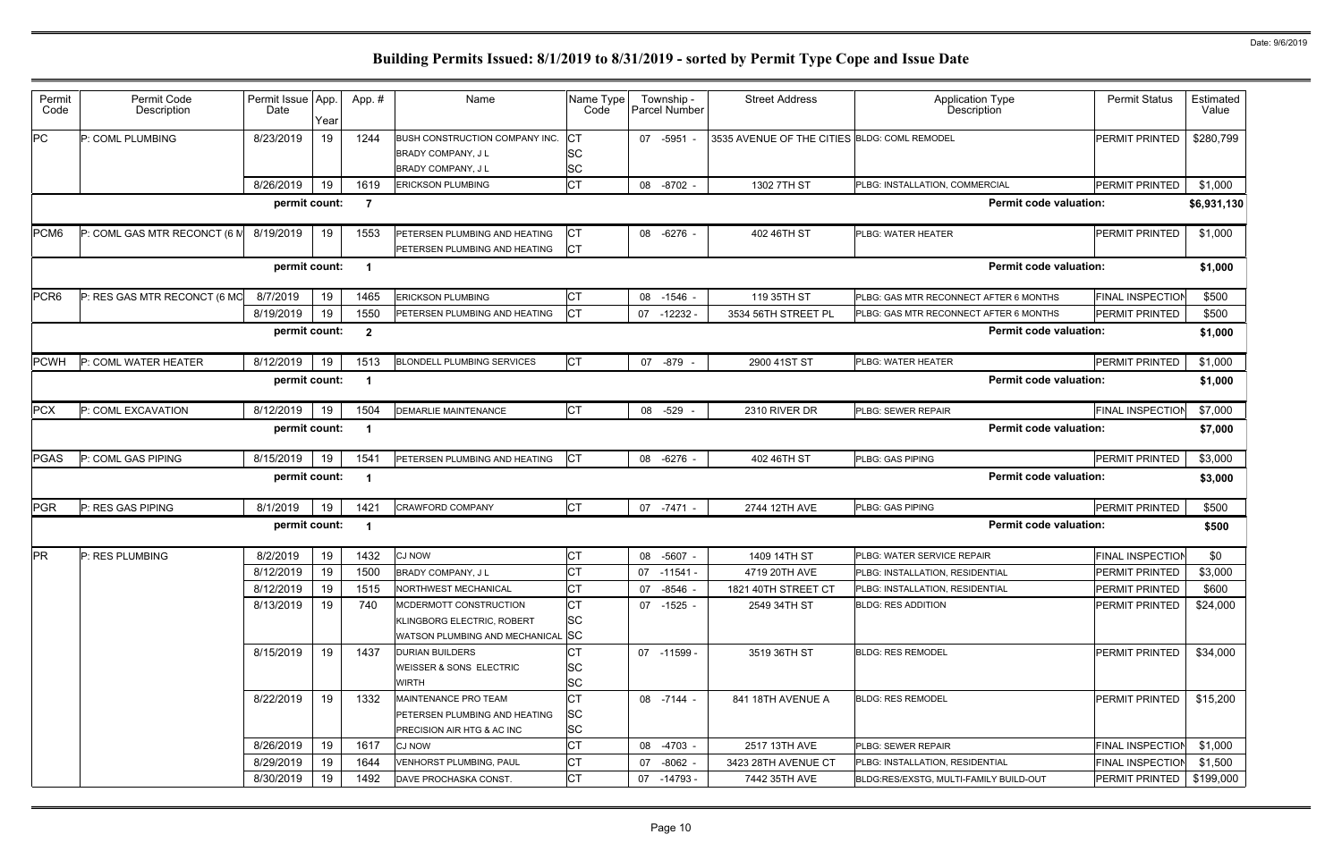# Building Permits Issued: 8/1/2019 to 8/31/2019 - sorted by Permit Type Cope and Issue Date

| Permit Code | Permit Code Description | Permit Issue Date | App. Year | App. # | Name | Name Type Code | Township - Parcel Number | Street Address | Application Type Description | Permit Status | Estimated Value |
|---|---|---|---|---|---|---|---|---|---|---|---|
| PC | P: COML PLUMBING | 8/23/2019 | 19 | 1244 | BUSH CONSTRUCTION COMPANY INC. | CT | 07 -5951 - | 3535 AVENUE OF THE CITIES | BLDG: COML REMODEL | PERMIT PRINTED | $280,799 |
| | | | | | BRADY COMPANY, J L | SC | | | | | |
| | | | | | BRADY COMPANY, J L | SC | | | | | |
| | | 8/26/2019 | 19 | 1619 | ERICKSON PLUMBING | CT | 08 -8702 - | 1302 7TH ST | PLBG: INSTALLATION, COMMERCIAL | PERMIT PRINTED | $1,000 |
| | | permit count: | | 7 | | | | | Permit code valuation: | | $6,931,130 |
| PCM6 | P: COML GAS MTR RECONCT (6 M | 8/19/2019 | 19 | 1553 | PETERSEN PLUMBING AND HEATING | CT | 08 -6276 - | 402 46TH ST | PLBG: WATER HEATER | PERMIT PRINTED | $1,000 |
| | | | | | PETERSEN PLUMBING AND HEATING | CT | | | | | |
| | | permit count: | | 1 | | | | | Permit code valuation: | | $1,000 |
| PCR6 | P: RES GAS MTR RECONCT (6 MO | 8/7/2019 | 19 | 1465 | ERICKSON PLUMBING | CT | 08 -1546 - | 119 35TH ST | PLBG: GAS MTR RECONNECT AFTER 6 MONTHS | FINAL INSPECTION | $500 |
| | | 8/19/2019 | 19 | 1550 | PETERSEN PLUMBING AND HEATING | CT | 07 -12232 - | 3534 56TH STREET PL | PLBG: GAS MTR RECONNECT AFTER 6 MONTHS | PERMIT PRINTED | $500 |
| | | permit count: | | 2 | | | | | Permit code valuation: | | $1,000 |
| PCWH | P: COML WATER HEATER | 8/12/2019 | 19 | 1513 | BLONDELL PLUMBING SERVICES | CT | 07 -879 - | 2900 41ST ST | PLBG: WATER HEATER | PERMIT PRINTED | $1,000 |
| | | permit count: | | 1 | | | | | Permit code valuation: | | $1,000 |
| PCX | P: COML EXCAVATION | 8/12/2019 | 19 | 1504 | DEMARLIE MAINTENANCE | CT | 08 -529 - | 2310 RIVER DR | PLBG: SEWER REPAIR | FINAL INSPECTION | $7,000 |
| | | permit count: | | 1 | | | | | Permit code valuation: | | $7,000 |
| PGAS | P: COML GAS PIPING | 8/15/2019 | 19 | 1541 | PETERSEN PLUMBING AND HEATING | CT | 08 -6276 - | 402 46TH ST | PLBG: GAS PIPING | PERMIT PRINTED | $3,000 |
| | | permit count: | | 1 | | | | | Permit code valuation: | | $3,000 |
| PGR | P: RES GAS PIPING | 8/1/2019 | 19 | 1421 | CRAWFORD COMPANY | CT | 07 -7471 - | 2744 12TH AVE | PLBG: GAS PIPING | PERMIT PRINTED | $500 |
| | | permit count: | | 1 | | | | | Permit code valuation: | | $500 |
| PR | P: RES PLUMBING | 8/2/2019 | 19 | 1432 | CJ NOW | CT | 08 -5607 - | 1409 14TH ST | PLBG: WATER SERVICE REPAIR | FINAL INSPECTION | $0 |
| | | 8/12/2019 | 19 | 1500 | BRADY COMPANY, J L | CT | 07 -11541 - | 4719 20TH AVE | PLBG: INSTALLATION, RESIDENTIAL | PERMIT PRINTED | $3,000 |
| | | 8/12/2019 | 19 | 1515 | NORTHWEST MECHANICAL | CT | 07 -8546 - | 1821 40TH STREET CT | PLBG: INSTALLATION, RESIDENTIAL | PERMIT PRINTED | $600 |
| | | 8/13/2019 | 19 | 740 | MCDERMOTT CONSTRUCTION | CT | 07 -1525 - | 2549 34TH ST | BLDG: RES ADDITION | PERMIT PRINTED | $24,000 |
| | | | | | KLINGBORG ELECTRIC, ROBERT | SC | | | | | |
| | | | | | WATSON PLUMBING AND MECHANICAL | SC | | | | | |
| | | 8/15/2019 | 19 | 1437 | DURIAN BUILDERS | CT | 07 -11599 - | 3519 36TH ST | BLDG: RES REMODEL | PERMIT PRINTED | $34,000 |
| | | | | | WEISSER & SONS ELECTRIC | SC | | | | | |
| | | | | | WIRTH | SC | | | | | |
| | | 8/22/2019 | 19 | 1332 | MAINTENANCE PRO TEAM | CT | 08 -7144 - | 841 18TH AVENUE A | BLDG: RES REMODEL | PERMIT PRINTED | $15,200 |
| | | | | | PETERSEN PLUMBING AND HEATING | SC | | | | | |
| | | | | | PRECISION AIR HTG & AC INC | SC | | | | | |
| | | 8/26/2019 | 19 | 1617 | CJ NOW | CT | 08 -4703 - | 2517 13TH AVE | PLBG: SEWER REPAIR | FINAL INSPECTION | $1,000 |
| | | 8/29/2019 | 19 | 1644 | VENHORST PLUMBING, PAUL | CT | 07 -8062 - | 3423 28TH AVENUE CT | PLBG: INSTALLATION, RESIDENTIAL | FINAL INSPECTION | $1,500 |
| | | 8/30/2019 | 19 | 1492 | DAVE PROCHASKA CONST. | CT | 07 -14793 - | 7442 35TH AVE | BLDG:RES/EXSTG, MULTI-FAMILY BUILD-OUT | PERMIT PRINTED | $199,000 |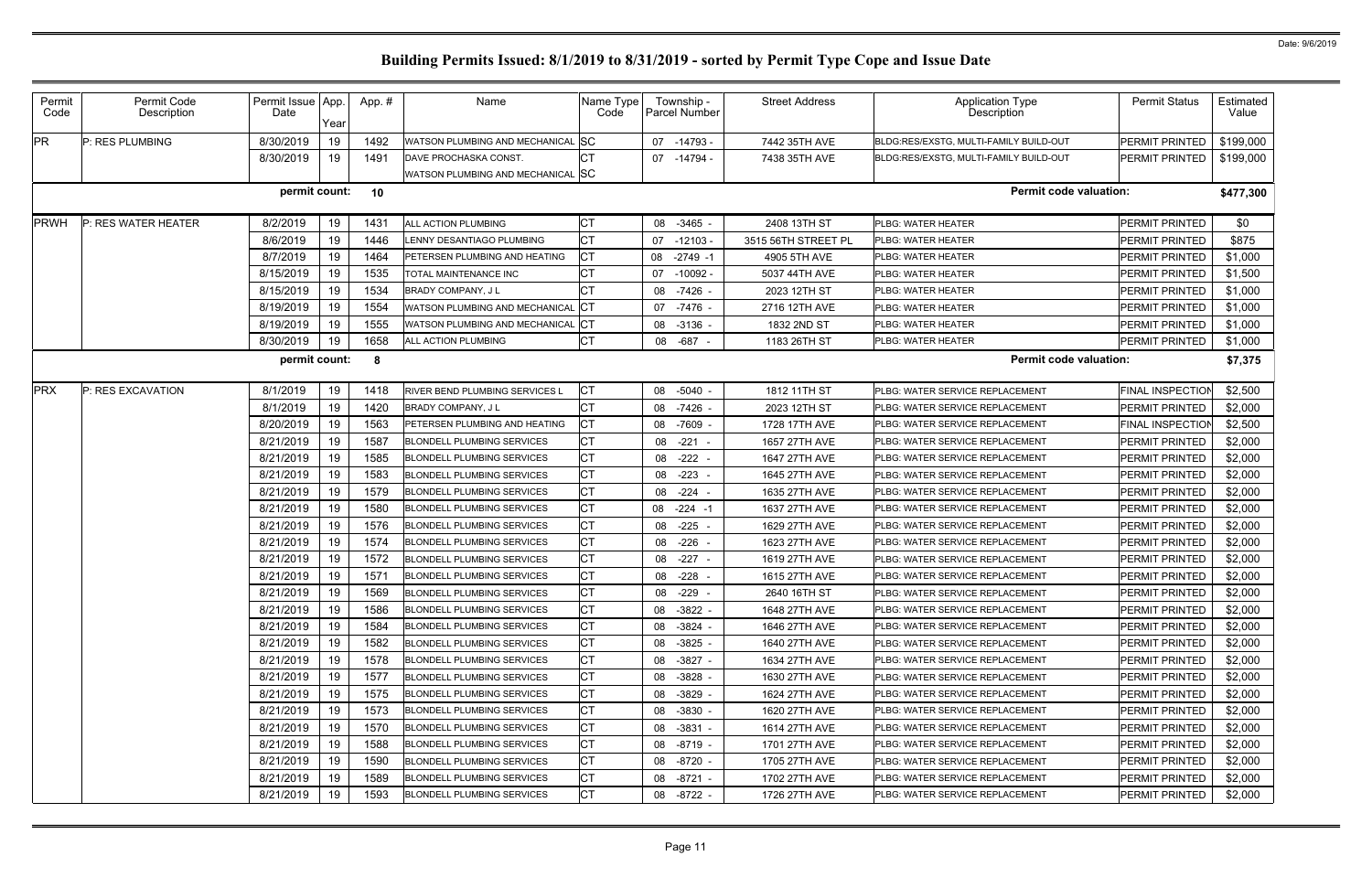# Building Permits Issued: 8/1/2019 to 8/31/2019 - sorted by Permit Type Cope and Issue Date

| Permit Code | Permit Code Description | Permit Issue Date | App. Year | Appl. # | Name | Name Type Code | Township - Parcel Number | Street Address | Application Type Description | Permit Status | Estimated Value |
|---|---|---|---|---|---|---|---|---|---|---|---|
| PR | P: RES PLUMBING | 8/30/2019 | 19 | 1492 | WATSON PLUMBING AND MECHANICAL | SC | 07 -14793 - | 7442 35TH AVE | BLDG:RES/EXSTG, MULTI-FAMILY BUILD-OUT | PERMIT PRINTED | $199,000 |
| | | 8/30/2019 | 19 | 1491 | DAVE PROCHASKA CONST. | CT | 07 -14794 - | 7438 35TH AVE | BLDG:RES/EXSTG, MULTI-FAMILY BUILD-OUT | PERMIT PRINTED | $199,000 |
| | | | | | WATSON PLUMBING AND MECHANICAL | SC | | | | | |
| | | permit count: | | 10 | | | | | Permit code valuation: | | $477,300 |
| PRWH | P: RES WATER HEATER | 8/2/2019 | 19 | 1431 | ALL ACTION PLUMBING | CT | 08 -3465 - | 2408 13TH ST | PLBG: WATER HEATER | PERMIT PRINTED | $0 |
| | | 8/6/2019 | 19 | 1446 | LENNY DESANTIAGO PLUMBING | CT | 07 -12103 - | 3515 56TH STREET PL | PLBG: WATER HEATER | PERMIT PRINTED | $875 |
| | | 8/7/2019 | 19 | 1464 | PETERSEN PLUMBING AND HEATING | CT | 08 -2749 -1 | 4905 5TH AVE | PLBG: WATER HEATER | PERMIT PRINTED | $1,000 |
| | | 8/15/2019 | 19 | 1535 | TOTAL MAINTENANCE INC | CT | 07 -10092 - | 5037 44TH AVE | PLBG: WATER HEATER | PERMIT PRINTED | $1,500 |
| | | 8/15/2019 | 19 | 1534 | BRADY COMPANY, J L | CT | 08 -7426 - | 2023 12TH ST | PLBG: WATER HEATER | PERMIT PRINTED | $1,000 |
| | | 8/19/2019 | 19 | 1554 | WATSON PLUMBING AND MECHANICAL | CT | 07 -7476 - | 2716 12TH AVE | PLBG: WATER HEATER | PERMIT PRINTED | $1,000 |
| | | 8/19/2019 | 19 | 1555 | WATSON PLUMBING AND MECHANICAL | CT | 08 -3136 - | 1832 2ND ST | PLBG: WATER HEATER | PERMIT PRINTED | $1,000 |
| | | 8/30/2019 | 19 | 1658 | ALL ACTION PLUMBING | CT | 08 -687 - | 1183 26TH ST | PLBG: WATER HEATER | PERMIT PRINTED | $1,000 |
| | | permit count: | | 8 | | | | | Permit code valuation: | | $7,375 |
| PRX | P: RES EXCAVATION | 8/1/2019 | 19 | 1418 | RIVER BEND PLUMBING SERVICES L | CT | 08 -5040 - | 1812 11TH ST | PLBG: WATER SERVICE REPLACEMENT | FINAL INSPECTION | $2,500 |
| | | 8/1/2019 | 19 | 1420 | BRADY COMPANY, J L | CT | 08 -7426 - | 2023 12TH ST | PLBG: WATER SERVICE REPLACEMENT | PERMIT PRINTED | $2,000 |
| | | 8/20/2019 | 19 | 1563 | PETERSEN PLUMBING AND HEATING | CT | 08 -7609 - | 1728 17TH AVE | PLBG: WATER SERVICE REPLACEMENT | FINAL INSPECTION | $2,500 |
| | | 8/21/2019 | 19 | 1587 | BLONDELL PLUMBING SERVICES | CT | 08 -221 - | 1657 27TH AVE | PLBG: WATER SERVICE REPLACEMENT | PERMIT PRINTED | $2,000 |
| | | 8/21/2019 | 19 | 1585 | BLONDELL PLUMBING SERVICES | CT | 08 -222 - | 1647 27TH AVE | PLBG: WATER SERVICE REPLACEMENT | PERMIT PRINTED | $2,000 |
| | | 8/21/2019 | 19 | 1583 | BLONDELL PLUMBING SERVICES | CT | 08 -223 - | 1645 27TH AVE | PLBG: WATER SERVICE REPLACEMENT | PERMIT PRINTED | $2,000 |
| | | 8/21/2019 | 19 | 1579 | BLONDELL PLUMBING SERVICES | CT | 08 -224 - | 1635 27TH AVE | PLBG: WATER SERVICE REPLACEMENT | PERMIT PRINTED | $2,000 |
| | | 8/21/2019 | 19 | 1580 | BLONDELL PLUMBING SERVICES | CT | 08 -224 -1 | 1637 27TH AVE | PLBG: WATER SERVICE REPLACEMENT | PERMIT PRINTED | $2,000 |
| | | 8/21/2019 | 19 | 1576 | BLONDELL PLUMBING SERVICES | CT | 08 -225 - | 1629 27TH AVE | PLBG: WATER SERVICE REPLACEMENT | PERMIT PRINTED | $2,000 |
| | | 8/21/2019 | 19 | 1574 | BLONDELL PLUMBING SERVICES | CT | 08 -226 - | 1623 27TH AVE | PLBG: WATER SERVICE REPLACEMENT | PERMIT PRINTED | $2,000 |
| | | 8/21/2019 | 19 | 1572 | BLONDELL PLUMBING SERVICES | CT | 08 -227 - | 1619 27TH AVE | PLBG: WATER SERVICE REPLACEMENT | PERMIT PRINTED | $2,000 |
| | | 8/21/2019 | 19 | 1571 | BLONDELL PLUMBING SERVICES | CT | 08 -228 - | 1615 27TH AVE | PLBG: WATER SERVICE REPLACEMENT | PERMIT PRINTED | $2,000 |
| | | 8/21/2019 | 19 | 1569 | BLONDELL PLUMBING SERVICES | CT | 08 -229 - | 2640 16TH ST | PLBG: WATER SERVICE REPLACEMENT | PERMIT PRINTED | $2,000 |
| | | 8/21/2019 | 19 | 1586 | BLONDELL PLUMBING SERVICES | CT | 08 -3822 - | 1648 27TH AVE | PLBG: WATER SERVICE REPLACEMENT | PERMIT PRINTED | $2,000 |
| | | 8/21/2019 | 19 | 1584 | BLONDELL PLUMBING SERVICES | CT | 08 -3824 - | 1646 27TH AVE | PLBG: WATER SERVICE REPLACEMENT | PERMIT PRINTED | $2,000 |
| | | 8/21/2019 | 19 | 1582 | BLONDELL PLUMBING SERVICES | CT | 08 -3825 - | 1640 27TH AVE | PLBG: WATER SERVICE REPLACEMENT | PERMIT PRINTED | $2,000 |
| | | 8/21/2019 | 19 | 1578 | BLONDELL PLUMBING SERVICES | CT | 08 -3827 - | 1634 27TH AVE | PLBG: WATER SERVICE REPLACEMENT | PERMIT PRINTED | $2,000 |
| | | 8/21/2019 | 19 | 1577 | BLONDELL PLUMBING SERVICES | CT | 08 -3828 - | 1630 27TH AVE | PLBG: WATER SERVICE REPLACEMENT | PERMIT PRINTED | $2,000 |
| | | 8/21/2019 | 19 | 1575 | BLONDELL PLUMBING SERVICES | CT | 08 -3829 - | 1624 27TH AVE | PLBG: WATER SERVICE REPLACEMENT | PERMIT PRINTED | $2,000 |
| | | 8/21/2019 | 19 | 1573 | BLONDELL PLUMBING SERVICES | CT | 08 -3830 - | 1620 27TH AVE | PLBG: WATER SERVICE REPLACEMENT | PERMIT PRINTED | $2,000 |
| | | 8/21/2019 | 19 | 1570 | BLONDELL PLUMBING SERVICES | CT | 08 -3831 - | 1614 27TH AVE | PLBG: WATER SERVICE REPLACEMENT | PERMIT PRINTED | $2,000 |
| | | 8/21/2019 | 19 | 1588 | BLONDELL PLUMBING SERVICES | CT | 08 -8719 - | 1701 27TH AVE | PLBG: WATER SERVICE REPLACEMENT | PERMIT PRINTED | $2,000 |
| | | 8/21/2019 | 19 | 1590 | BLONDELL PLUMBING SERVICES | CT | 08 -8720 - | 1705 27TH AVE | PLBG: WATER SERVICE REPLACEMENT | PERMIT PRINTED | $2,000 |
| | | 8/21/2019 | 19 | 1589 | BLONDELL PLUMBING SERVICES | CT | 08 -8721 - | 1702 27TH AVE | PLBG: WATER SERVICE REPLACEMENT | PERMIT PRINTED | $2,000 |
| | | 8/21/2019 | 19 | 1593 | BLONDELL PLUMBING SERVICES | CT | 08 -8722 - | 1726 27TH AVE | PLBG: WATER SERVICE REPLACEMENT | PERMIT PRINTED | $2,000 |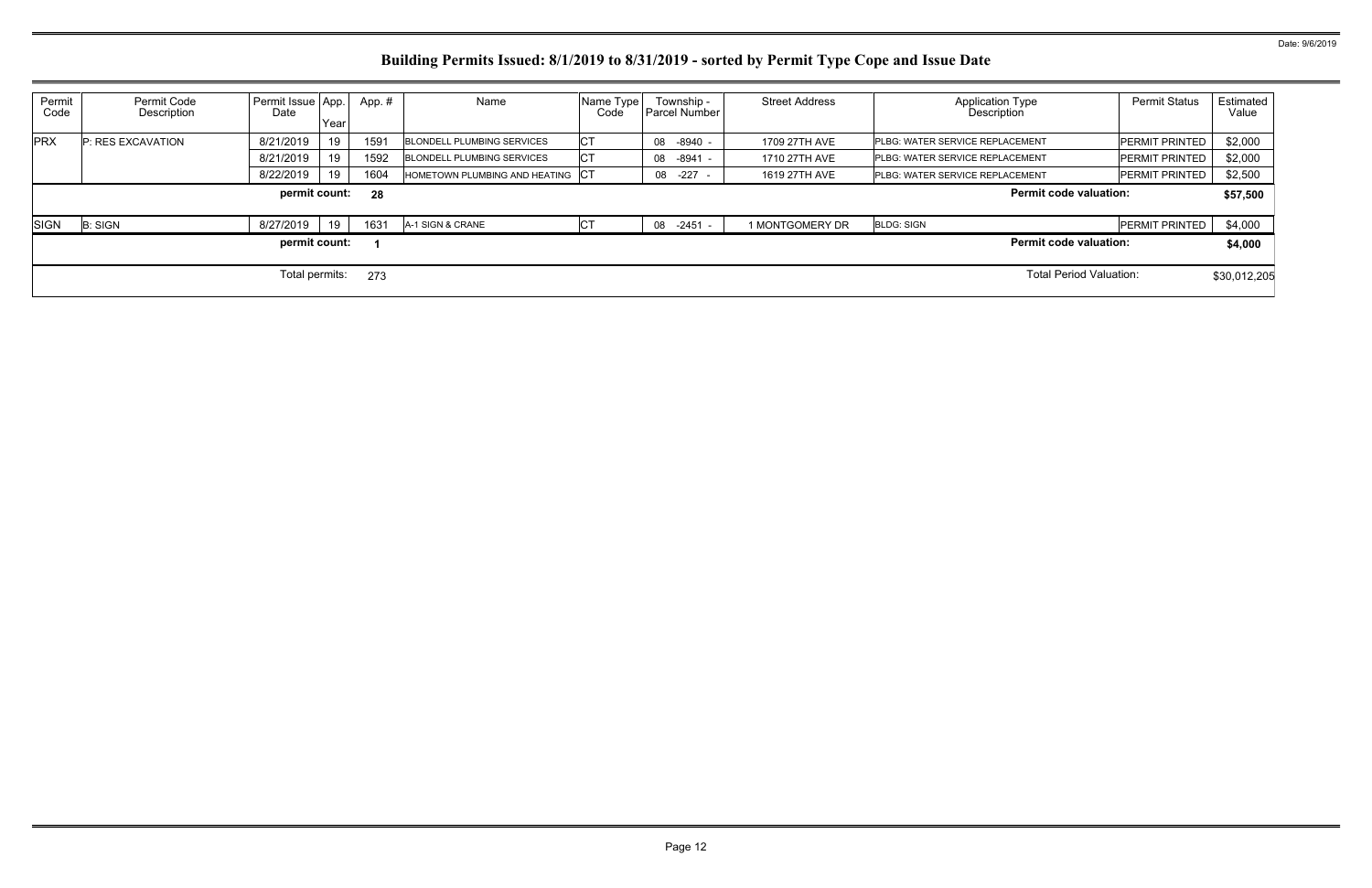# Building Permits Issued: 8/1/2019 to 8/31/2019 - sorted by Permit Type Cope and Issue Date

| Permit Code | Permit Code Description | Permit Issue Date | App. Year | App. # | Name | Name Type Code | Township - Parcel Number | Street Address | Application Type Description | Permit Status | Estimated Value |
|---|---|---|---|---|---|---|---|---|---|---|---|
| PRX | P: RES EXCAVATION | 8/21/2019 | 19 | 1591 | BLONDELL PLUMBING SERVICES | CT | 08 -8940 - | 1709 27TH AVE | PLBG: WATER SERVICE REPLACEMENT | PERMIT PRINTED | $2,000 |
| | | 8/21/2019 | 19 | 1592 | BLONDELL PLUMBING SERVICES | CT | 08 -8941 - | 1710 27TH AVE | PLBG: WATER SERVICE REPLACEMENT | PERMIT PRINTED | $2,000 |
| | | 8/22/2019 | 19 | 1604 | HOMETOWN PLUMBING AND HEATING | CT | 08 -227 - | 1619 27TH AVE | PLBG: WATER SERVICE REPLACEMENT | PERMIT PRINTED | $2,500 |
| | | **permit count:** | | **28** | | | | | **Permit code valuation:** | | **$57,500** |
| SIGN | B: SIGN | 8/27/2019 | 19 | 1631 | A-1 SIGN & CRANE | CT | 08 -2451 - | 1 MONTGOMERY DR | BLDG: SIGN | PERMIT PRINTED | $4,000 |
| | | **permit count:** | | **1** | | | | | **Permit code valuation:** | | **$4,000** |
| | | Total permits: | | 273 | | | | | Total Period Valuation: | | $30,012,205 |